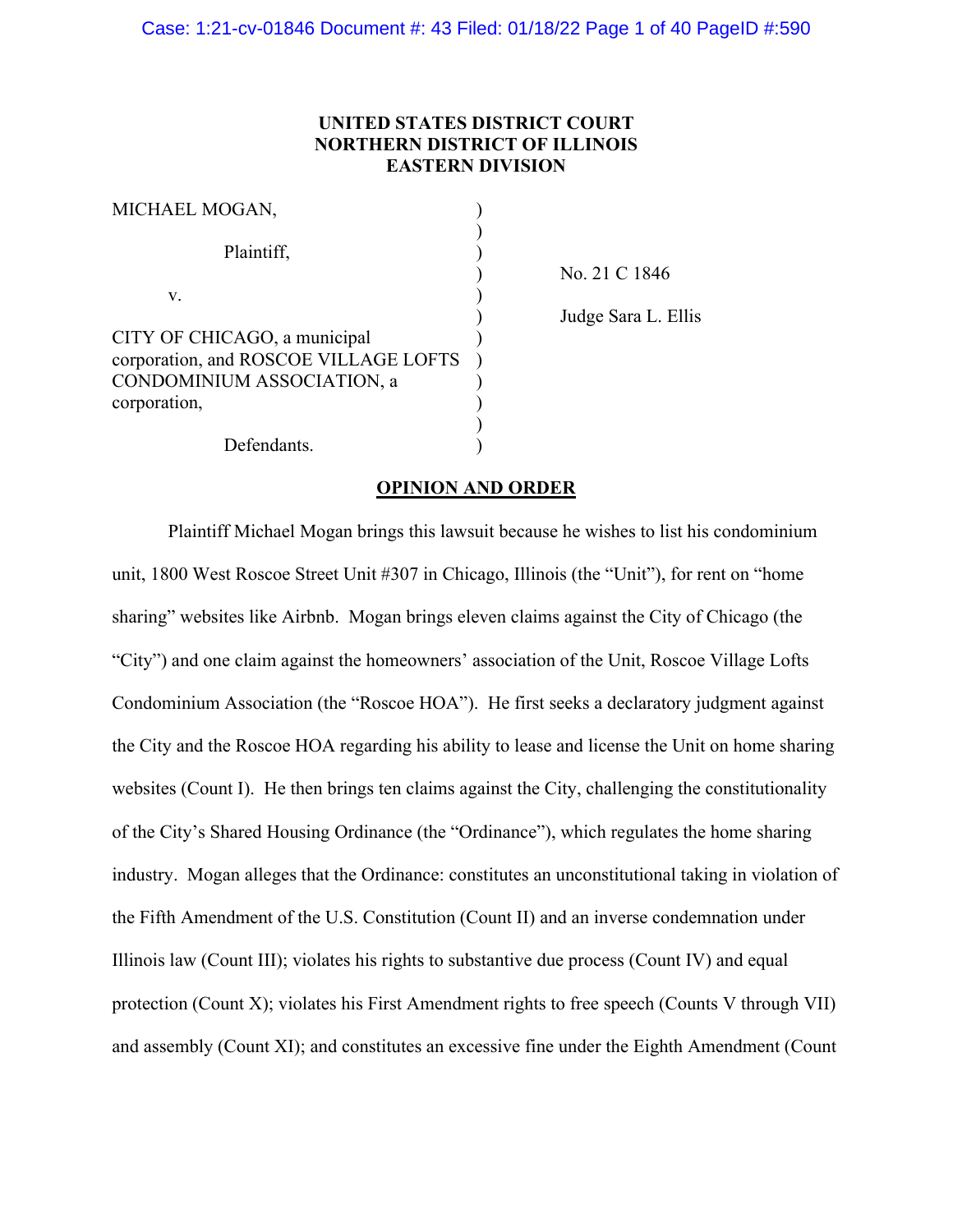**UNITED STATES DISTRICT COURT**
**NORTHERN DISTRICT OF ILLINOIS**
**EASTERN DIVISION**

| | | |
|---|---|---|
| MICHAEL MOGAN, | ) | |
| | ) | |
| Plaintiff, | ) | |
| | ) | No. 21 C 1846 |
| v. | ) | |
| | ) | Judge Sara L. Ellis |
| CITY OF CHICAGO, a municipal corporation, and ROSCOE VILLAGE LOFTS CONDOMINIUM ASSOCIATION, a corporation, | ) | |
| | ) | |
| Defendants. | ) | |

**OPINION AND ORDER**

Plaintiff Michael Mogan brings this lawsuit because he wishes to list his condominium unit, 1800 West Roscoe Street Unit #307 in Chicago, Illinois (the "Unit"), for rent on "home sharing" websites like Airbnb. Mogan brings eleven claims against the City of Chicago (the "City") and one claim against the homeowners' association of the Unit, Roscoe Village Lofts Condominium Association (the "Roscoe HOA"). He first seeks a declaratory judgment against the City and the Roscoe HOA regarding his ability to lease and license the Unit on home sharing websites (Count I). He then brings ten claims against the City, challenging the constitutionality of the City's Shared Housing Ordinance (the "Ordinance"), which regulates the home sharing industry. Mogan alleges that the Ordinance: constitutes an unconstitutional taking in violation of the Fifth Amendment of the U.S. Constitution (Count II) and an inverse condemnation under Illinois law (Count III); violates his rights to substantive due process (Count IV) and equal protection (Count X); violates his First Amendment rights to free speech (Counts V through VII) and assembly (Count XI); and constitutes an excessive fine under the Eighth Amendment (Count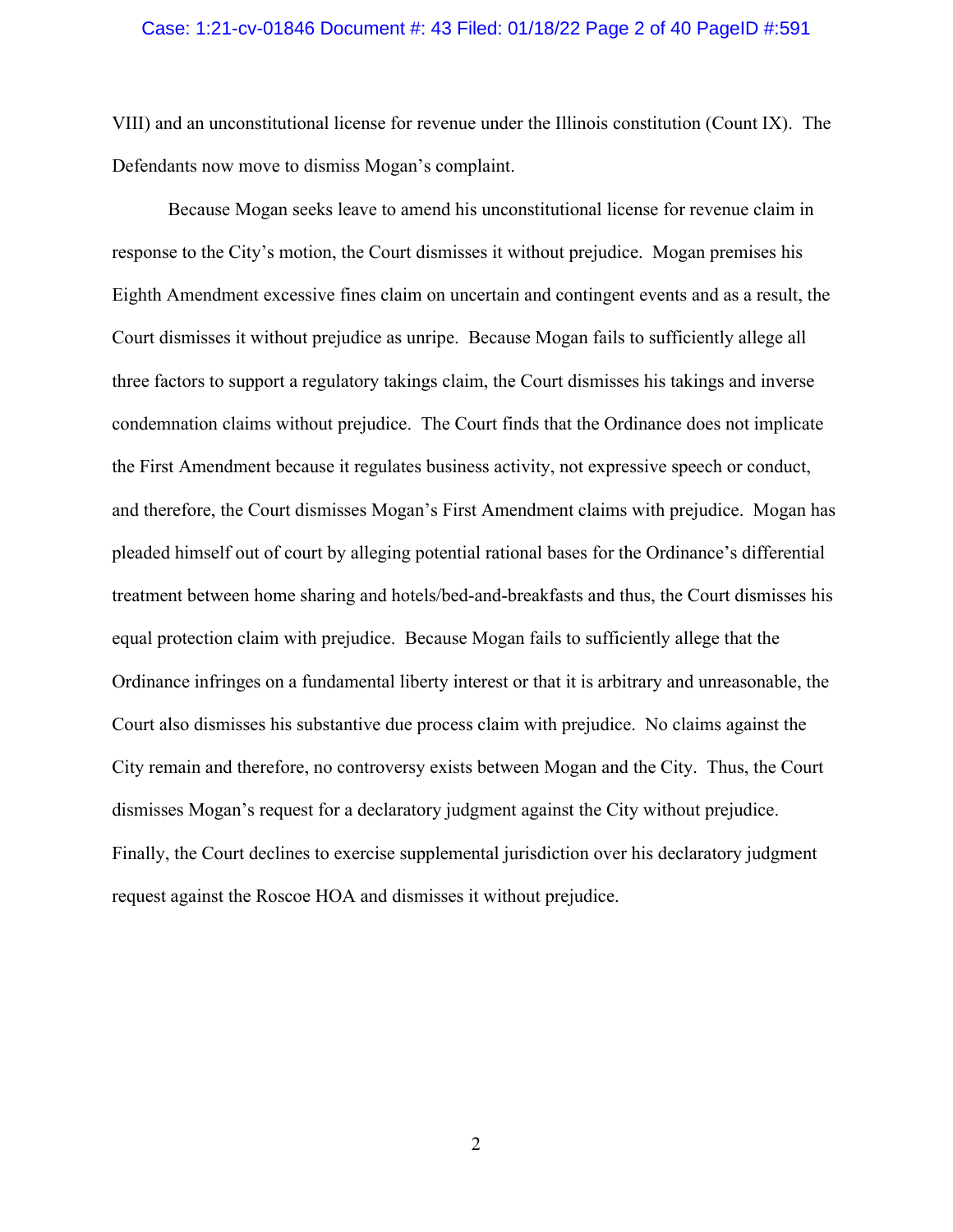VIII) and an unconstitutional license for revenue under the Illinois constitution (Count IX). The Defendants now move to dismiss Mogan's complaint.

Because Mogan seeks leave to amend his unconstitutional license for revenue claim in response to the City's motion, the Court dismisses it without prejudice. Mogan premises his Eighth Amendment excessive fines claim on uncertain and contingent events and as a result, the Court dismisses it without prejudice as unripe. Because Mogan fails to sufficiently allege all three factors to support a regulatory takings claim, the Court dismisses his takings and inverse condemnation claims without prejudice. The Court finds that the Ordinance does not implicate the First Amendment because it regulates business activity, not expressive speech or conduct, and therefore, the Court dismisses Mogan's First Amendment claims with prejudice. Mogan has pleaded himself out of court by alleging potential rational bases for the Ordinance's differential treatment between home sharing and hotels/bed-and-breakfasts and thus, the Court dismisses his equal protection claim with prejudice. Because Mogan fails to sufficiently allege that the Ordinance infringes on a fundamental liberty interest or that it is arbitrary and unreasonable, the Court also dismisses his substantive due process claim with prejudice. No claims against the City remain and therefore, no controversy exists between Mogan and the City. Thus, the Court dismisses Mogan's request for a declaratory judgment against the City without prejudice. Finally, the Court declines to exercise supplemental jurisdiction over his declaratory judgment request against the Roscoe HOA and dismisses it without prejudice.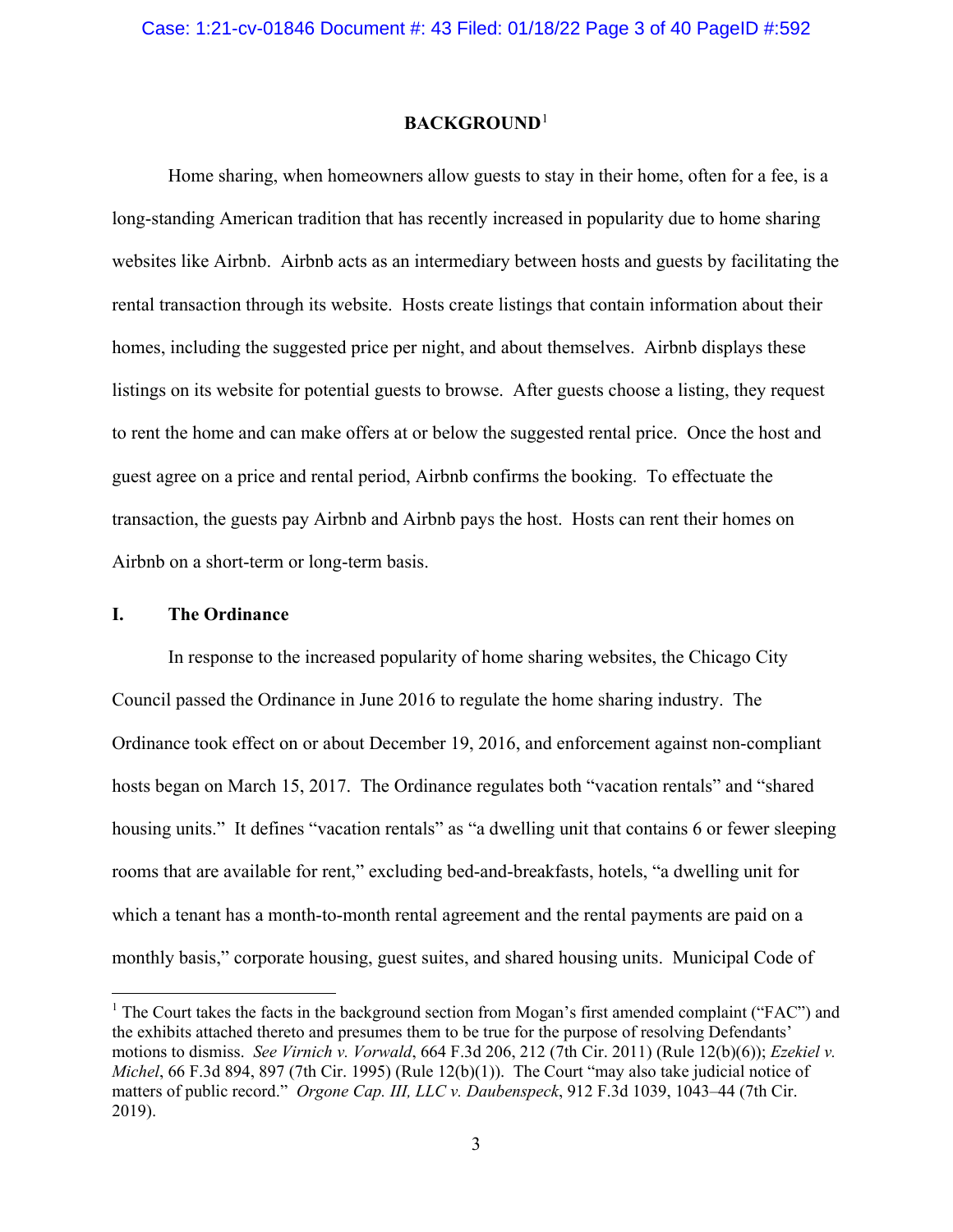## BACKGROUND[1]

Home sharing, when homeowners allow guests to stay in their home, often for a fee, is a long-standing American tradition that has recently increased in popularity due to home sharing websites like Airbnb. Airbnb acts as an intermediary between hosts and guests by facilitating the rental transaction through its website. Hosts create listings that contain information about their homes, including the suggested price per night, and about themselves. Airbnb displays these listings on its website for potential guests to browse. After guests choose a listing, they request to rent the home and can make offers at or below the suggested rental price. Once the host and guest agree on a price and rental period, Airbnb confirms the booking. To effectuate the transaction, the guests pay Airbnb and Airbnb pays the host. Hosts can rent their homes on Airbnb on a short-term or long-term basis.

### I. The Ordinance

In response to the increased popularity of home sharing websites, the Chicago City Council passed the Ordinance in June 2016 to regulate the home sharing industry. The Ordinance took effect on or about December 19, 2016, and enforcement against non-compliant hosts began on March 15, 2017. The Ordinance regulates both "vacation rentals" and "shared housing units." It defines "vacation rentals" as "a dwelling unit that contains 6 or fewer sleeping rooms that are available for rent," excluding bed-and-breakfasts, hotels, "a dwelling unit for which a tenant has a month-to-month rental agreement and the rental payments are paid on a monthly basis," corporate housing, guest suites, and shared housing units. Municipal Code of

---

[1] The Court takes the facts in the background section from Mogan's first amended complaint ("FAC") and the exhibits attached thereto and presumes them to be true for the purpose of resolving Defendants' motions to dismiss. *See Virnich v. Vorwald*, 664 F.3d 206, 212 (7th Cir. 2011) (Rule 12(b)(6)); *Ezekiel v. Michel*, 66 F.3d 894, 897 (7th Cir. 1995) (Rule 12(b)(1)). The Court "may also take judicial notice of matters of public record." *Orgone Cap. III, LLC v. Daubenspeck*, 912 F.3d 1039, 1043–44 (7th Cir. 2019).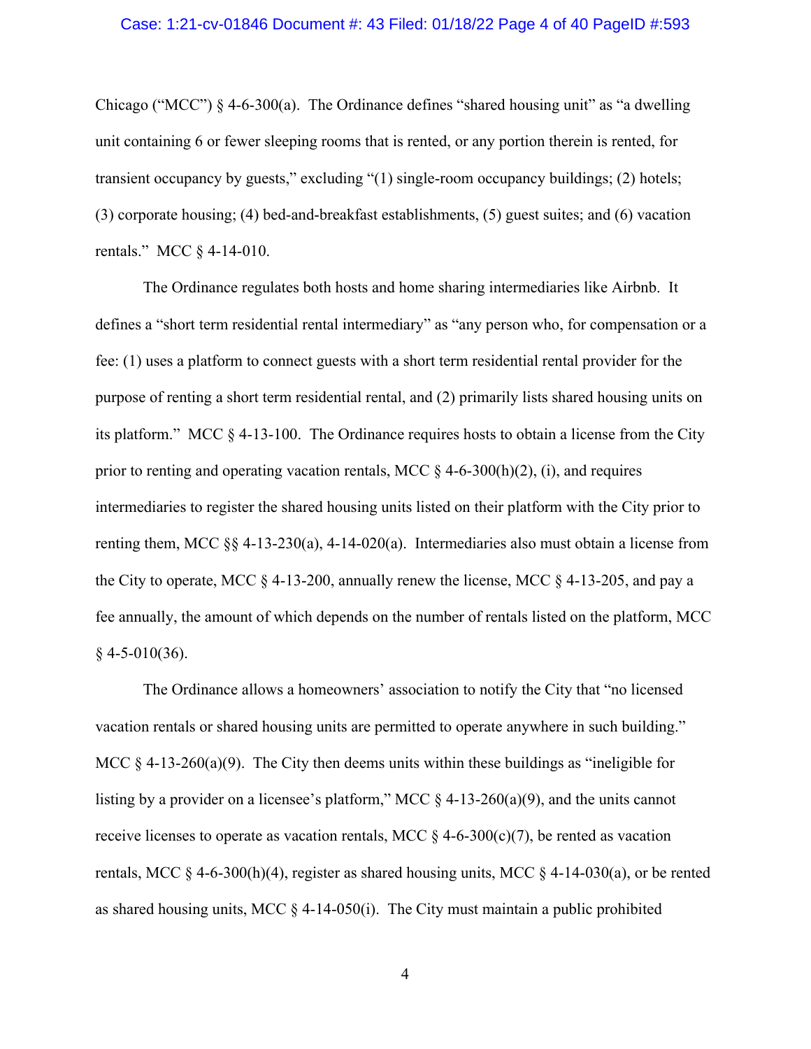Chicago ("MCC") § 4-6-300(a). The Ordinance defines "shared housing unit" as "a dwelling unit containing 6 or fewer sleeping rooms that is rented, or any portion therein is rented, for transient occupancy by guests," excluding "(1) single-room occupancy buildings; (2) hotels; (3) corporate housing; (4) bed-and-breakfast establishments, (5) guest suites; and (6) vacation rentals." MCC § 4-14-010.

The Ordinance regulates both hosts and home sharing intermediaries like Airbnb. It defines a "short term residential rental intermediary" as "any person who, for compensation or a fee: (1) uses a platform to connect guests with a short term residential rental provider for the purpose of renting a short term residential rental, and (2) primarily lists shared housing units on its platform." MCC § 4-13-100. The Ordinance requires hosts to obtain a license from the City prior to renting and operating vacation rentals, MCC § 4-6-300(h)(2), (i), and requires intermediaries to register the shared housing units listed on their platform with the City prior to renting them, MCC §§ 4-13-230(a), 4-14-020(a). Intermediaries also must obtain a license from the City to operate, MCC § 4-13-200, annually renew the license, MCC § 4-13-205, and pay a fee annually, the amount of which depends on the number of rentals listed on the platform, MCC § 4-5-010(36).

The Ordinance allows a homeowners' association to notify the City that "no licensed vacation rentals or shared housing units are permitted to operate anywhere in such building." MCC § 4-13-260(a)(9). The City then deems units within these buildings as "ineligible for listing by a provider on a licensee's platform," MCC § 4-13-260(a)(9), and the units cannot receive licenses to operate as vacation rentals, MCC § 4-6-300(c)(7), be rented as vacation rentals, MCC § 4-6-300(h)(4), register as shared housing units, MCC § 4-14-030(a), or be rented as shared housing units, MCC § 4-14-050(i). The City must maintain a public prohibited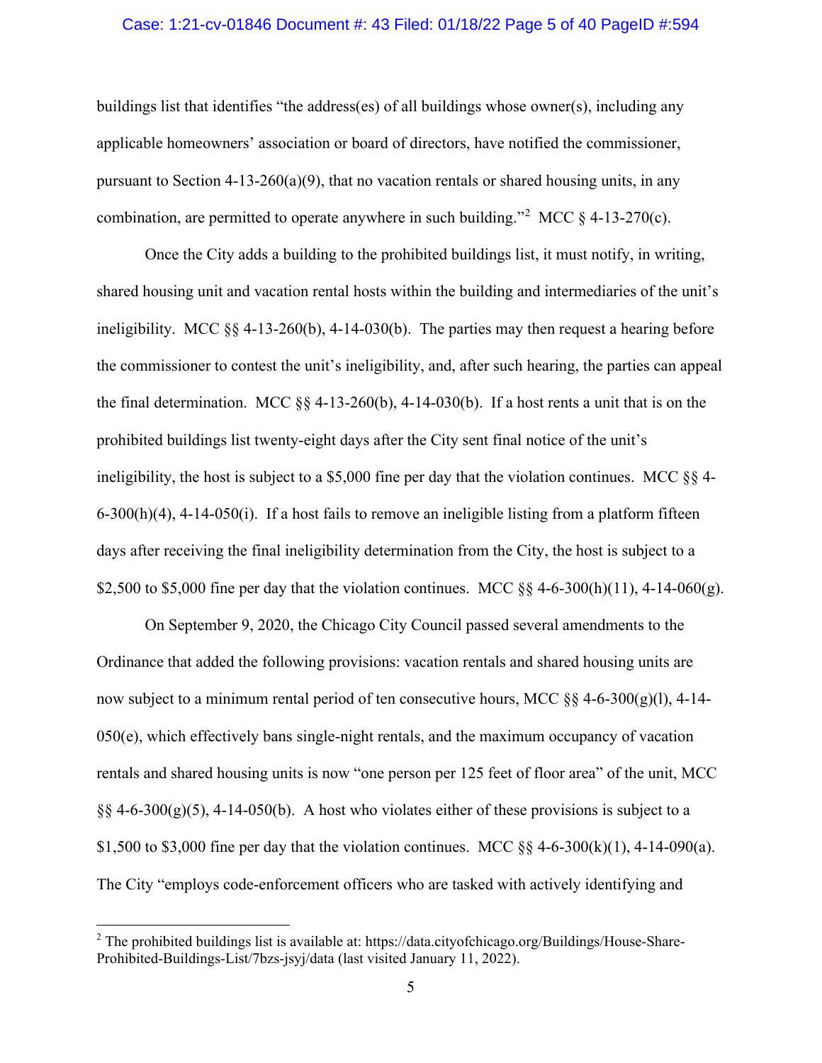buildings list that identifies "the address(es) of all buildings whose owner(s), including any applicable homeowners' association or board of directors, have notified the commissioner, pursuant to Section 4-13-260(a)(9), that no vacation rentals or shared housing units, in any combination, are permitted to operate anywhere in such building."[2] MCC § 4-13-270(c).

Once the City adds a building to the prohibited buildings list, it must notify, in writing, shared housing unit and vacation rental hosts within the building and intermediaries of the unit's ineligibility. MCC §§ 4-13-260(b), 4-14-030(b). The parties may then request a hearing before the commissioner to contest the unit's ineligibility, and, after such hearing, the parties can appeal the final determination. MCC §§ 4-13-260(b), 4-14-030(b). If a host rents a unit that is on the prohibited buildings list twenty-eight days after the City sent final notice of the unit's ineligibility, the host is subject to a $5,000 fine per day that the violation continues. MCC §§ 4-6-300(h)(4), 4-14-050(i). If a host fails to remove an ineligible listing from a platform fifteen days after receiving the final ineligibility determination from the City, the host is subject to a $2,500 to $5,000 fine per day that the violation continues. MCC §§ 4-6-300(h)(11), 4-14-060(g).

On September 9, 2020, the Chicago City Council passed several amendments to the Ordinance that added the following provisions: vacation rentals and shared housing units are now subject to a minimum rental period of ten consecutive hours, MCC §§ 4-6-300(g)(l), 4-14-050(e), which effectively bans single-night rentals, and the maximum occupancy of vacation rentals and shared housing units is now "one person per 125 feet of floor area" of the unit, MCC §§ 4-6-300(g)(5), 4-14-050(b). A host who violates either of these provisions is subject to a $1,500 to $3,000 fine per day that the violation continues. MCC §§ 4-6-300(k)(1), 4-14-090(a). The City "employs code-enforcement officers who are tasked with actively identifying and

---

[2] The prohibited buildings list is available at: https://data.cityofchicago.org/Buildings/House-Share-Prohibited-Buildings-List/7bzs-jsyj/data (last visited January 11, 2022).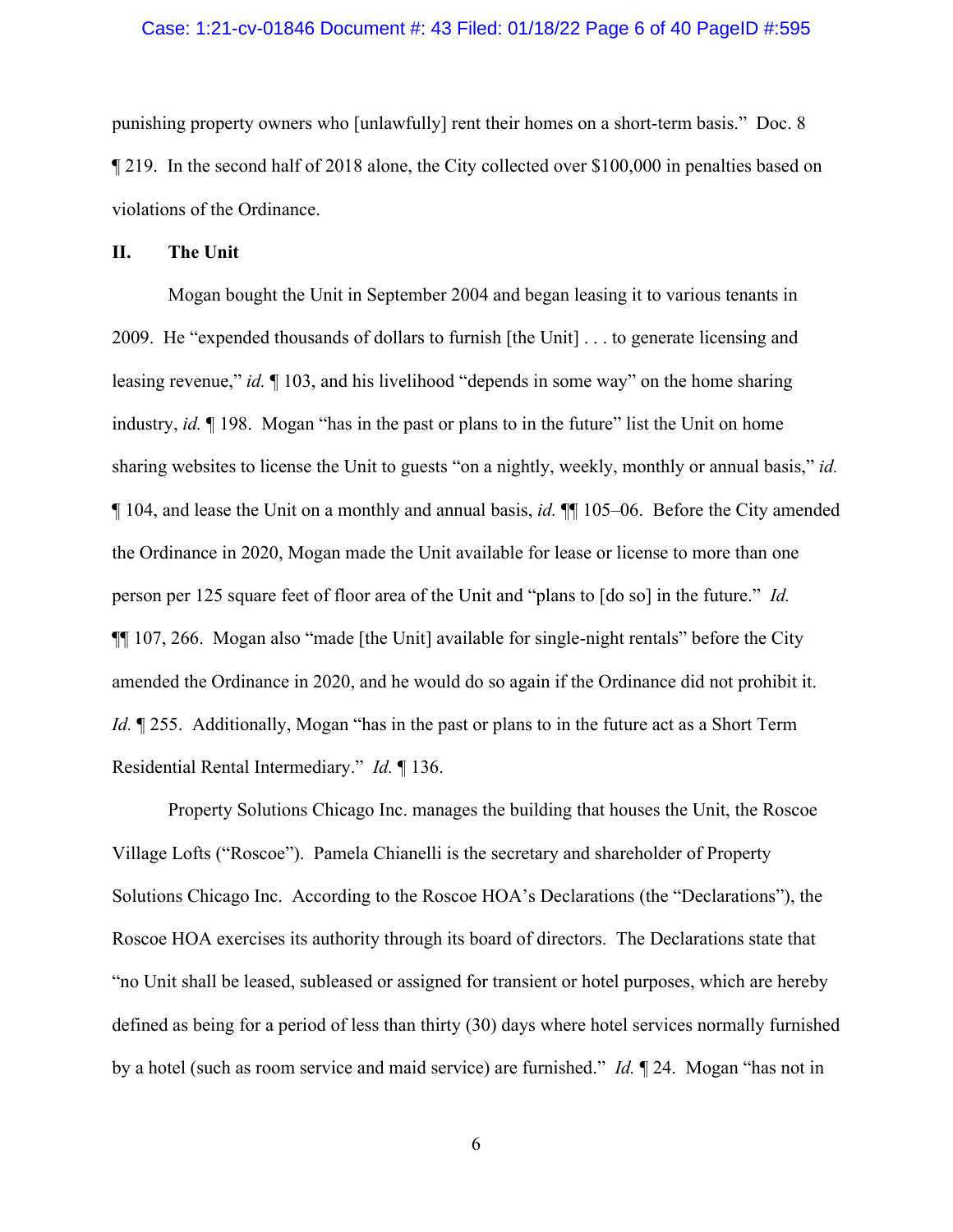punishing property owners who [unlawfully] rent their homes on a short-term basis." Doc. 8 ¶ 219. In the second half of 2018 alone, the City collected over $100,000 in penalties based on violations of the Ordinance.

## II. The Unit

Mogan bought the Unit in September 2004 and began leasing it to various tenants in 2009. He "expended thousands of dollars to furnish [the Unit] . . . to generate licensing and leasing revenue," *id.* ¶ 103, and his livelihood "depends in some way" on the home sharing industry, *id.* ¶ 198. Mogan "has in the past or plans to in the future" list the Unit on home sharing websites to license the Unit to guests "on a nightly, weekly, monthly or annual basis," *id.* ¶ 104, and lease the Unit on a monthly and annual basis, *id.* ¶¶ 105–06. Before the City amended the Ordinance in 2020, Mogan made the Unit available for lease or license to more than one person per 125 square feet of floor area of the Unit and "plans to [do so] in the future." *Id.* ¶¶ 107, 266. Mogan also "made [the Unit] available for single-night rentals" before the City amended the Ordinance in 2020, and he would do so again if the Ordinance did not prohibit it. *Id.* ¶ 255. Additionally, Mogan "has in the past or plans to in the future act as a Short Term Residential Rental Intermediary." *Id.* ¶ 136.

Property Solutions Chicago Inc. manages the building that houses the Unit, the Roscoe Village Lofts ("Roscoe"). Pamela Chianelli is the secretary and shareholder of Property Solutions Chicago Inc. According to the Roscoe HOA's Declarations (the "Declarations"), the Roscoe HOA exercises its authority through its board of directors. The Declarations state that "no Unit shall be leased, subleased or assigned for transient or hotel purposes, which are hereby defined as being for a period of less than thirty (30) days where hotel services normally furnished by a hotel (such as room service and maid service) are furnished." *Id.* ¶ 24. Mogan "has not in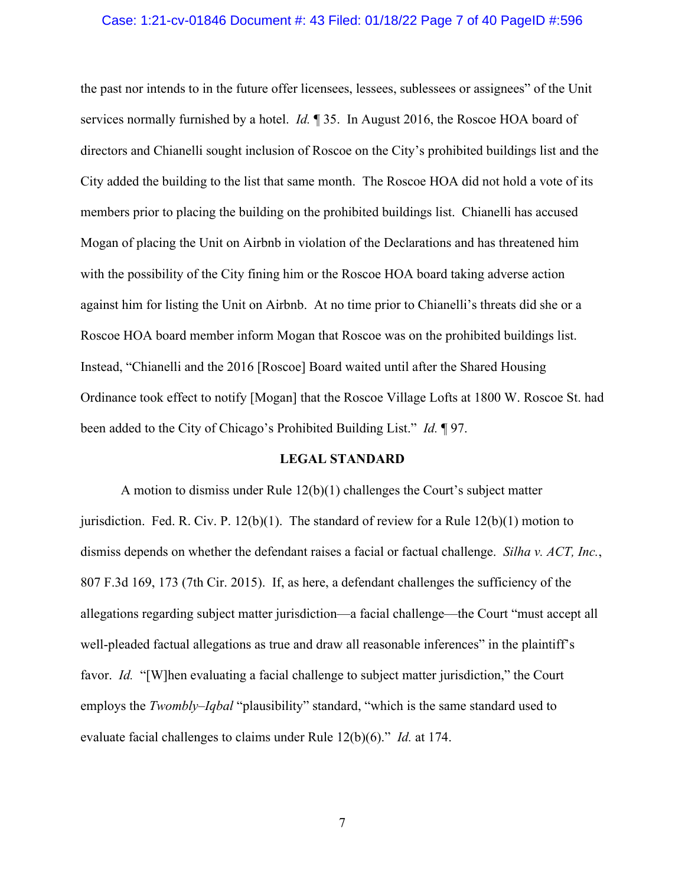the past nor intends to in the future offer licensees, lessees, sublessees or assignees" of the Unit services normally furnished by a hotel. *Id.* ¶ 35. In August 2016, the Roscoe HOA board of directors and Chianelli sought inclusion of Roscoe on the City's prohibited buildings list and the City added the building to the list that same month. The Roscoe HOA did not hold a vote of its members prior to placing the building on the prohibited buildings list. Chianelli has accused Mogan of placing the Unit on Airbnb in violation of the Declarations and has threatened him with the possibility of the City fining him or the Roscoe HOA board taking adverse action against him for listing the Unit on Airbnb. At no time prior to Chianelli's threats did she or a Roscoe HOA board member inform Mogan that Roscoe was on the prohibited buildings list. Instead, "Chianelli and the 2016 [Roscoe] Board waited until after the Shared Housing Ordinance took effect to notify [Mogan] that the Roscoe Village Lofts at 1800 W. Roscoe St. had been added to the City of Chicago's Prohibited Building List." *Id.* ¶ 97.

## LEGAL STANDARD

A motion to dismiss under Rule 12(b)(1) challenges the Court's subject matter jurisdiction. Fed. R. Civ. P. 12(b)(1). The standard of review for a Rule 12(b)(1) motion to dismiss depends on whether the defendant raises a facial or factual challenge. *Silha v. ACT, Inc.*, 807 F.3d 169, 173 (7th Cir. 2015). If, as here, a defendant challenges the sufficiency of the allegations regarding subject matter jurisdiction—a facial challenge—the Court "must accept all well-pleaded factual allegations as true and draw all reasonable inferences" in the plaintiff's favor. *Id.* "[W]hen evaluating a facial challenge to subject matter jurisdiction," the Court employs the *Twombly–Iqbal* "plausibility" standard, "which is the same standard used to evaluate facial challenges to claims under Rule 12(b)(6)." *Id.* at 174.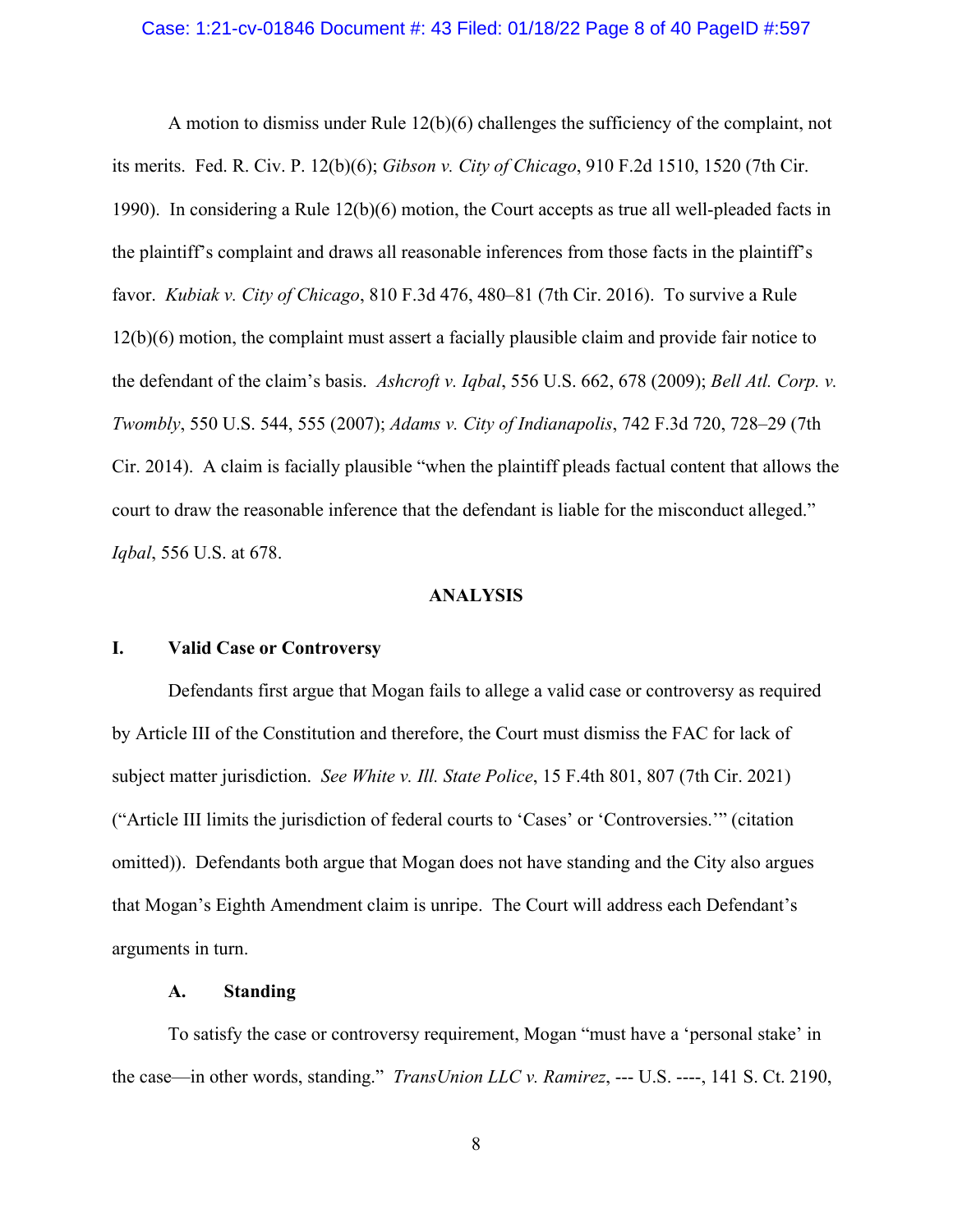A motion to dismiss under Rule 12(b)(6) challenges the sufficiency of the complaint, not its merits. Fed. R. Civ. P. 12(b)(6); *Gibson v. City of Chicago*, 910 F.2d 1510, 1520 (7th Cir. 1990). In considering a Rule 12(b)(6) motion, the Court accepts as true all well-pleaded facts in the plaintiff's complaint and draws all reasonable inferences from those facts in the plaintiff's favor. *Kubiak v. City of Chicago*, 810 F.3d 476, 480–81 (7th Cir. 2016). To survive a Rule 12(b)(6) motion, the complaint must assert a facially plausible claim and provide fair notice to the defendant of the claim's basis. *Ashcroft v. Iqbal*, 556 U.S. 662, 678 (2009); *Bell Atl. Corp. v. Twombly*, 550 U.S. 544, 555 (2007); *Adams v. City of Indianapolis*, 742 F.3d 720, 728–29 (7th Cir. 2014). A claim is facially plausible "when the plaintiff pleads factual content that allows the court to draw the reasonable inference that the defendant is liable for the misconduct alleged." *Iqbal*, 556 U.S. at 678.

## ANALYSIS

### I. Valid Case or Controversy

Defendants first argue that Mogan fails to allege a valid case or controversy as required by Article III of the Constitution and therefore, the Court must dismiss the FAC for lack of subject matter jurisdiction. *See White v. Ill. State Police*, 15 F.4th 801, 807 (7th Cir. 2021) ("Article III limits the jurisdiction of federal courts to 'Cases' or 'Controversies.'" (citation omitted)). Defendants both argue that Mogan does not have standing and the City also argues that Mogan's Eighth Amendment claim is unripe. The Court will address each Defendant's arguments in turn.

#### A. Standing

To satisfy the case or controversy requirement, Mogan "must have a 'personal stake' in the case—in other words, standing." *TransUnion LLC v. Ramirez*, --- U.S. ----, 141 S. Ct. 2190,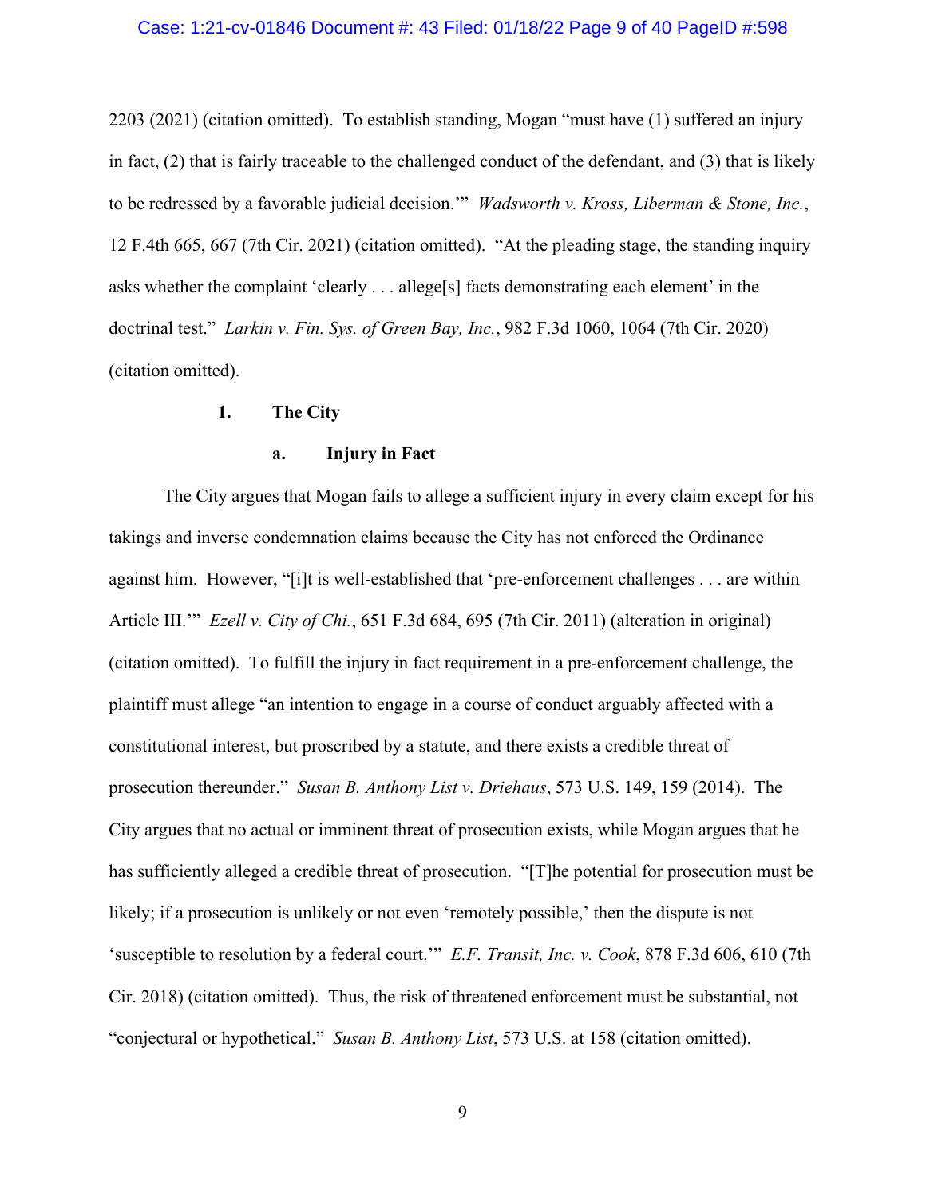2203 (2021) (citation omitted). To establish standing, Mogan "must have (1) suffered an injury in fact, (2) that is fairly traceable to the challenged conduct of the defendant, and (3) that is likely to be redressed by a favorable judicial decision.'" *Wadsworth v. Kross, Liberman & Stone, Inc.*, 12 F.4th 665, 667 (7th Cir. 2021) (citation omitted). "At the pleading stage, the standing inquiry asks whether the complaint 'clearly . . . allege[s] facts demonstrating each element' in the doctrinal test." *Larkin v. Fin. Sys. of Green Bay, Inc.*, 982 F.3d 1060, 1064 (7th Cir. 2020) (citation omitted).

### 1. The City

#### a. Injury in Fact

The City argues that Mogan fails to allege a sufficient injury in every claim except for his takings and inverse condemnation claims because the City has not enforced the Ordinance against him. However, "[i]t is well-established that 'pre-enforcement challenges . . . are within Article III.'" *Ezell v. City of Chi.*, 651 F.3d 684, 695 (7th Cir. 2011) (alteration in original) (citation omitted). To fulfill the injury in fact requirement in a pre-enforcement challenge, the plaintiff must allege "an intention to engage in a course of conduct arguably affected with a constitutional interest, but proscribed by a statute, and there exists a credible threat of prosecution thereunder." *Susan B. Anthony List v. Driehaus*, 573 U.S. 149, 159 (2014). The City argues that no actual or imminent threat of prosecution exists, while Mogan argues that he has sufficiently alleged a credible threat of prosecution. "[T]he potential for prosecution must be likely; if a prosecution is unlikely or not even 'remotely possible,' then the dispute is not 'susceptible to resolution by a federal court.'" *E.F. Transit, Inc. v. Cook*, 878 F.3d 606, 610 (7th Cir. 2018) (citation omitted). Thus, the risk of threatened enforcement must be substantial, not "conjectural or hypothetical." *Susan B. Anthony List*, 573 U.S. at 158 (citation omitted).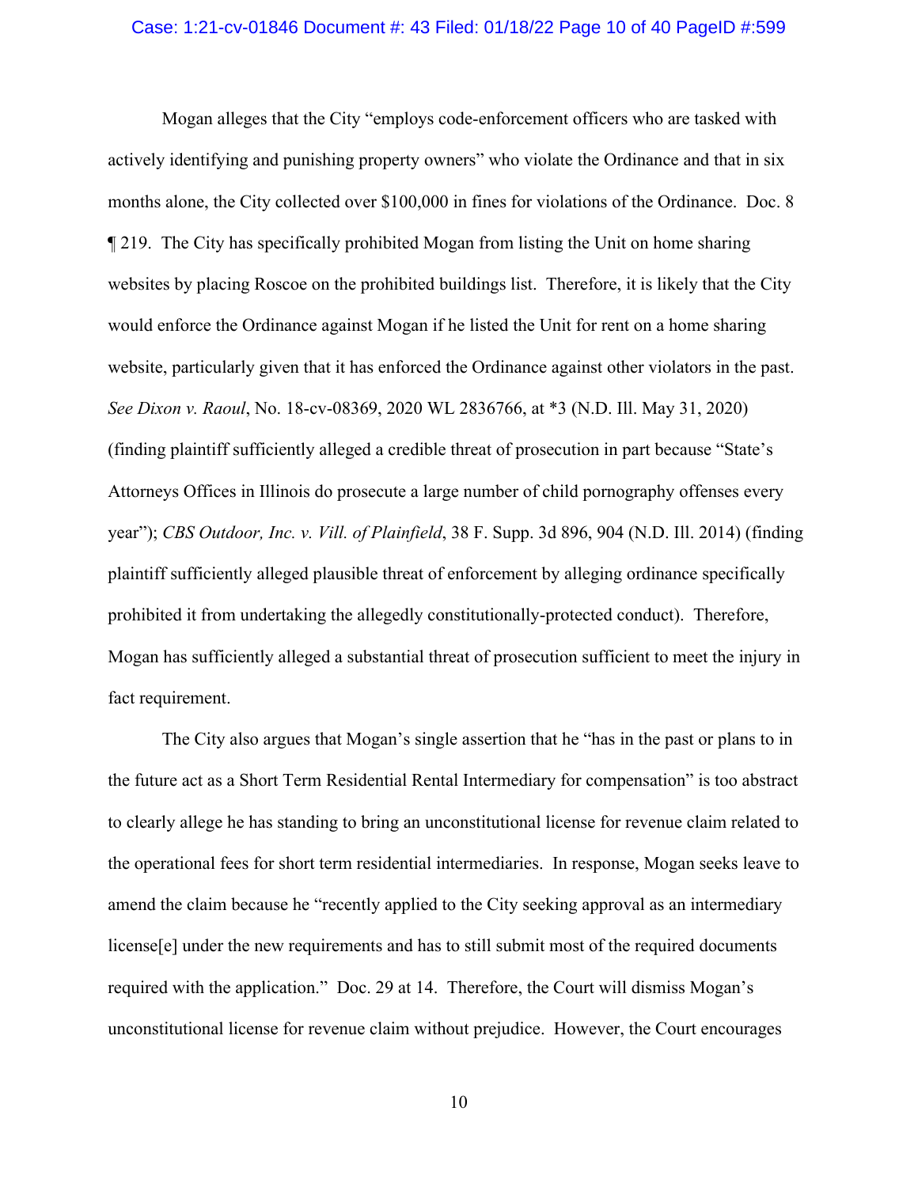Mogan alleges that the City "employs code-enforcement officers who are tasked with actively identifying and punishing property owners" who violate the Ordinance and that in six months alone, the City collected over $100,000 in fines for violations of the Ordinance. Doc. 8 ¶ 219. The City has specifically prohibited Mogan from listing the Unit on home sharing websites by placing Roscoe on the prohibited buildings list. Therefore, it is likely that the City would enforce the Ordinance against Mogan if he listed the Unit for rent on a home sharing website, particularly given that it has enforced the Ordinance against other violators in the past. *See Dixon v. Raoul*, No. 18-cv-08369, 2020 WL 2836766, at *3 (N.D. Ill. May 31, 2020) (finding plaintiff sufficiently alleged a credible threat of prosecution in part because "State's Attorneys Offices in Illinois do prosecute a large number of child pornography offenses every year"); *CBS Outdoor, Inc. v. Vill. of Plainfield*, 38 F. Supp. 3d 896, 904 (N.D. Ill. 2014) (finding plaintiff sufficiently alleged plausible threat of enforcement by alleging ordinance specifically prohibited it from undertaking the allegedly constitutionally-protected conduct). Therefore, Mogan has sufficiently alleged a substantial threat of prosecution sufficient to meet the injury in fact requirement.

The City also argues that Mogan's single assertion that he "has in the past or plans to in the future act as a Short Term Residential Rental Intermediary for compensation" is too abstract to clearly allege he has standing to bring an unconstitutional license for revenue claim related to the operational fees for short term residential intermediaries. In response, Mogan seeks leave to amend the claim because he "recently applied to the City seeking approval as an intermediary license[e] under the new requirements and has to still submit most of the required documents required with the application." Doc. 29 at 14. Therefore, the Court will dismiss Mogan's unconstitutional license for revenue claim without prejudice. However, the Court encourages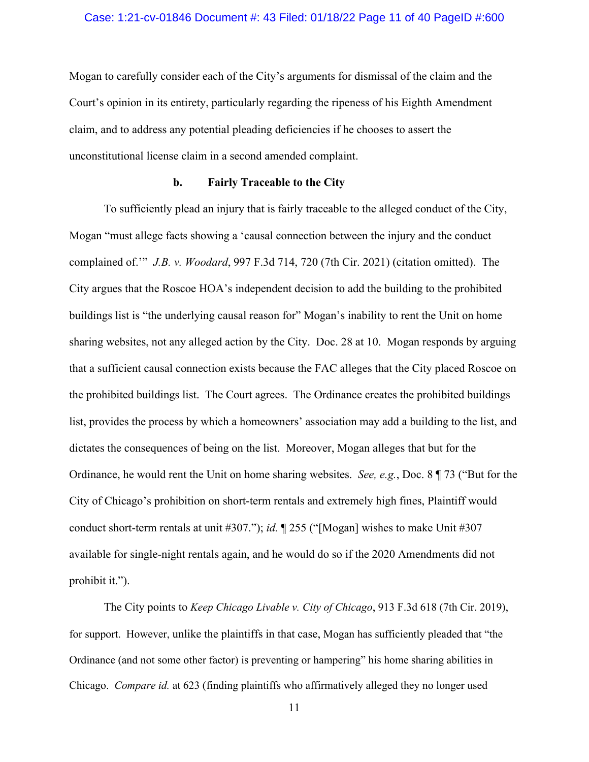Mogan to carefully consider each of the City's arguments for dismissal of the claim and the Court's opinion in its entirety, particularly regarding the ripeness of his Eighth Amendment claim, and to address any potential pleading deficiencies if he chooses to assert the unconstitutional license claim in a second amended complaint.

### b. Fairly Traceable to the City

To sufficiently plead an injury that is fairly traceable to the alleged conduct of the City, Mogan "must allege facts showing a 'causal connection between the injury and the conduct complained of.'" *J.B. v. Woodard*, 997 F.3d 714, 720 (7th Cir. 2021) (citation omitted). The City argues that the Roscoe HOA's independent decision to add the building to the prohibited buildings list is "the underlying causal reason for" Mogan's inability to rent the Unit on home sharing websites, not any alleged action by the City. Doc. 28 at 10. Mogan responds by arguing that a sufficient causal connection exists because the FAC alleges that the City placed Roscoe on the prohibited buildings list. The Court agrees. The Ordinance creates the prohibited buildings list, provides the process by which a homeowners' association may add a building to the list, and dictates the consequences of being on the list. Moreover, Mogan alleges that but for the Ordinance, he would rent the Unit on home sharing websites. *See, e.g.*, Doc. 8 ¶ 73 ("But for the City of Chicago's prohibition on short-term rentals and extremely high fines, Plaintiff would conduct short-term rentals at unit #307."); *id.* ¶ 255 ("[Mogan] wishes to make Unit #307 available for single-night rentals again, and he would do so if the 2020 Amendments did not prohibit it.").

The City points to *Keep Chicago Livable v. City of Chicago*, 913 F.3d 618 (7th Cir. 2019), for support. However, unlike the plaintiffs in that case, Mogan has sufficiently pleaded that "the Ordinance (and not some other factor) is preventing or hampering" his home sharing abilities in Chicago. *Compare id.* at 623 (finding plaintiffs who affirmatively alleged they no longer used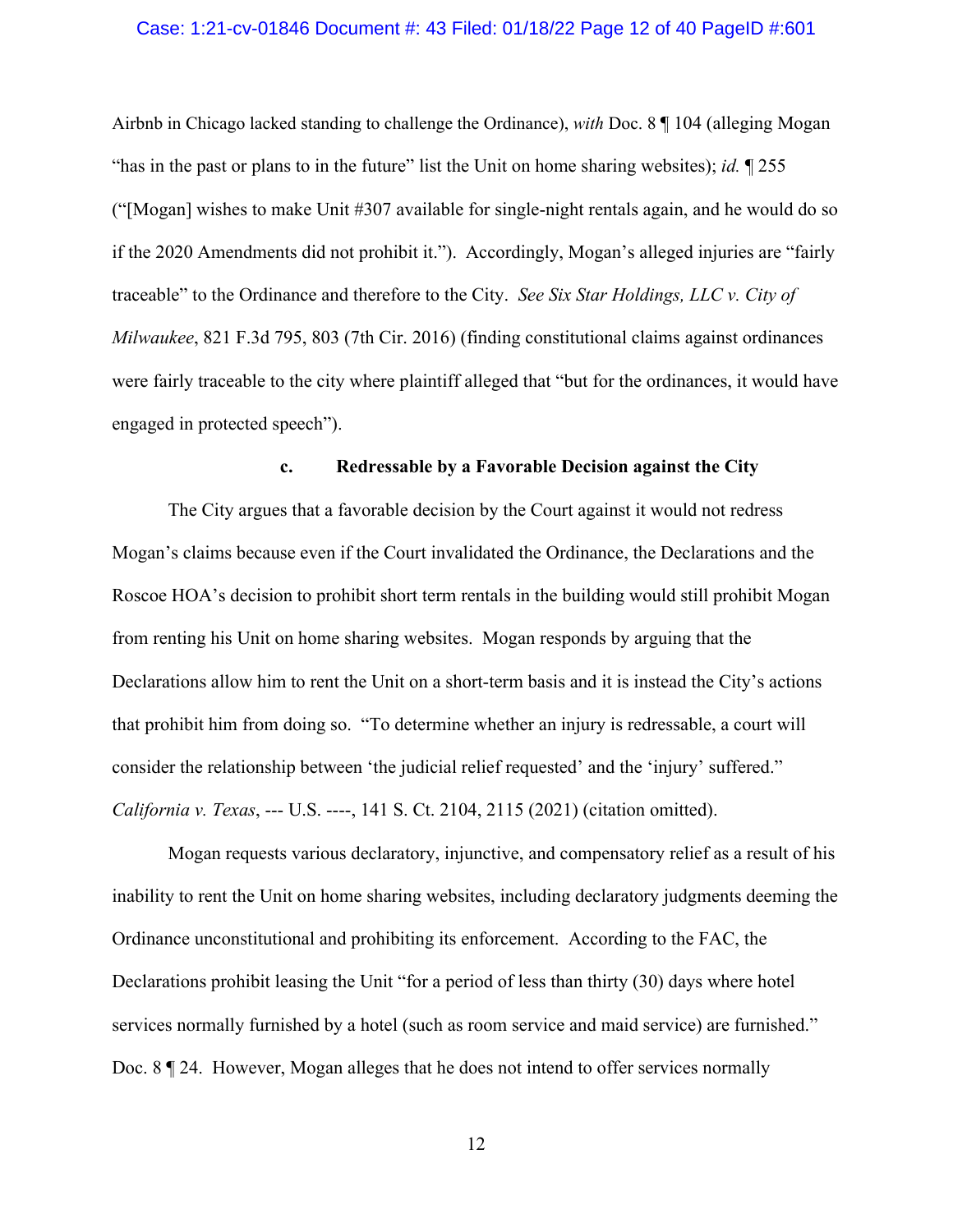Airbnb in Chicago lacked standing to challenge the Ordinance), *with* Doc. 8 ¶ 104 (alleging Mogan "has in the past or plans to in the future" list the Unit on home sharing websites); *id.* ¶ 255 ("[Mogan] wishes to make Unit #307 available for single-night rentals again, and he would do so if the 2020 Amendments did not prohibit it."). Accordingly, Mogan's alleged injuries are "fairly traceable" to the Ordinance and therefore to the City. *See Six Star Holdings, LLC v. City of Milwaukee*, 821 F.3d 795, 803 (7th Cir. 2016) (finding constitutional claims against ordinances were fairly traceable to the city where plaintiff alleged that "but for the ordinances, it would have engaged in protected speech").

**c. Redressable by a Favorable Decision against the City**

The City argues that a favorable decision by the Court against it would not redress Mogan's claims because even if the Court invalidated the Ordinance, the Declarations and the Roscoe HOA's decision to prohibit short term rentals in the building would still prohibit Mogan from renting his Unit on home sharing websites. Mogan responds by arguing that the Declarations allow him to rent the Unit on a short-term basis and it is instead the City's actions that prohibit him from doing so. "To determine whether an injury is redressable, a court will consider the relationship between 'the judicial relief requested' and the 'injury' suffered." *California v. Texas*, --- U.S. ----, 141 S. Ct. 2104, 2115 (2021) (citation omitted).

Mogan requests various declaratory, injunctive, and compensatory relief as a result of his inability to rent the Unit on home sharing websites, including declaratory judgments deeming the Ordinance unconstitutional and prohibiting its enforcement. According to the FAC, the Declarations prohibit leasing the Unit "for a period of less than thirty (30) days where hotel services normally furnished by a hotel (such as room service and maid service) are furnished." Doc. 8 ¶ 24. However, Mogan alleges that he does not intend to offer services normally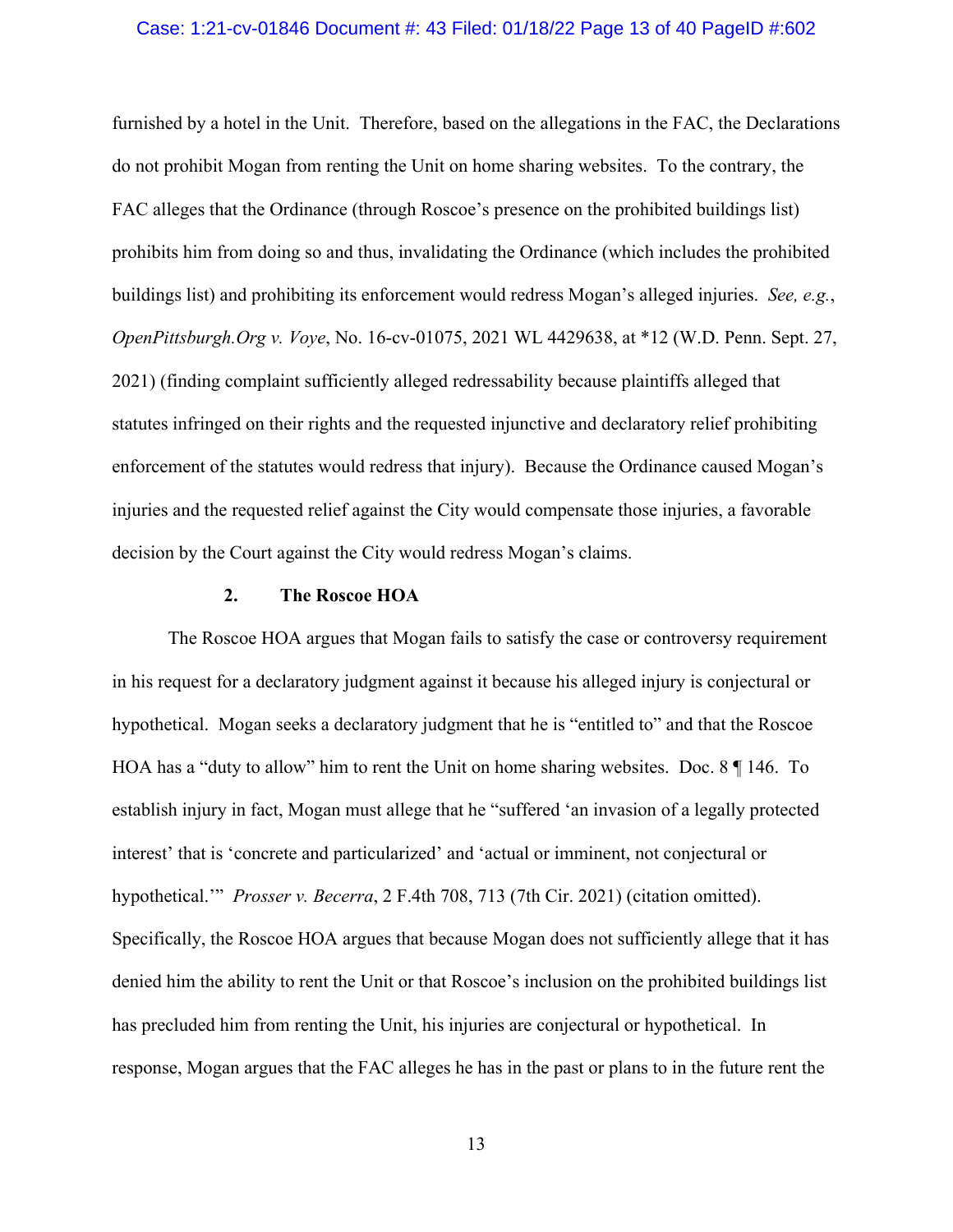furnished by a hotel in the Unit. Therefore, based on the allegations in the FAC, the Declarations do not prohibit Mogan from renting the Unit on home sharing websites. To the contrary, the FAC alleges that the Ordinance (through Roscoe's presence on the prohibited buildings list) prohibits him from doing so and thus, invalidating the Ordinance (which includes the prohibited buildings list) and prohibiting its enforcement would redress Mogan's alleged injuries. *See, e.g.*, *OpenPittsburgh.Org v. Voye*, No. 16-cv-01075, 2021 WL 4429638, at *12 (W.D. Penn. Sept. 27, 2021) (finding complaint sufficiently alleged redressability because plaintiffs alleged that statutes infringed on their rights and the requested injunctive and declaratory relief prohibiting enforcement of the statutes would redress that injury). Because the Ordinance caused Mogan's injuries and the requested relief against the City would compensate those injuries, a favorable decision by the Court against the City would redress Mogan's claims.

**2. The Roscoe HOA**

The Roscoe HOA argues that Mogan fails to satisfy the case or controversy requirement in his request for a declaratory judgment against it because his alleged injury is conjectural or hypothetical. Mogan seeks a declaratory judgment that he is "entitled to" and that the Roscoe HOA has a "duty to allow" him to rent the Unit on home sharing websites. Doc. 8 ¶ 146. To establish injury in fact, Mogan must allege that he "suffered 'an invasion of a legally protected interest' that is 'concrete and particularized' and 'actual or imminent, not conjectural or hypothetical.'" *Prosser v. Becerra*, 2 F.4th 708, 713 (7th Cir. 2021) (citation omitted). Specifically, the Roscoe HOA argues that because Mogan does not sufficiently allege that it has denied him the ability to rent the Unit or that Roscoe's inclusion on the prohibited buildings list has precluded him from renting the Unit, his injuries are conjectural or hypothetical. In response, Mogan argues that the FAC alleges he has in the past or plans to in the future rent the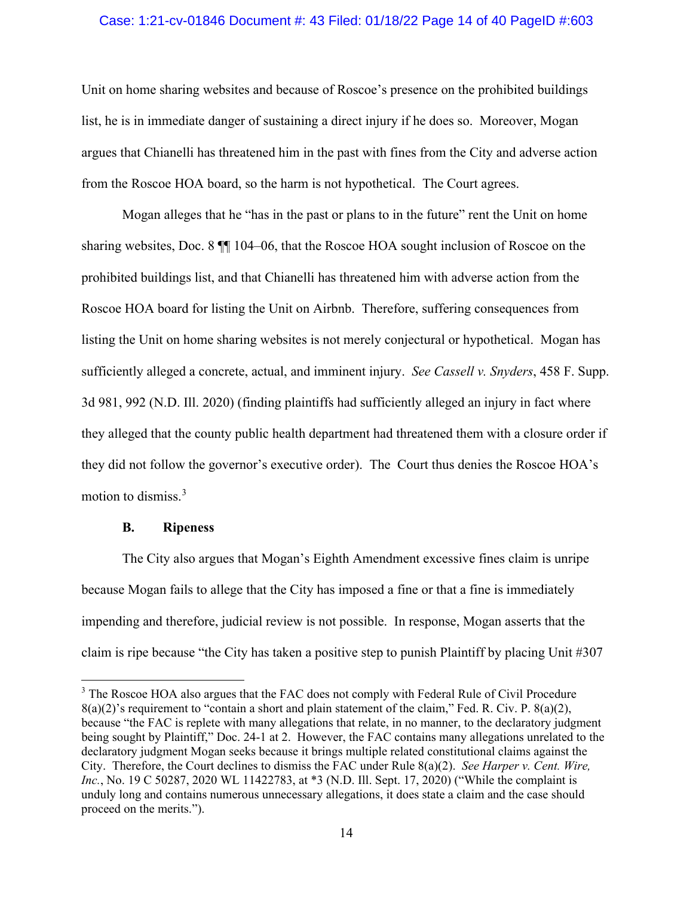Unit on home sharing websites and because of Roscoe's presence on the prohibited buildings list, he is in immediate danger of sustaining a direct injury if he does so. Moreover, Mogan argues that Chianelli has threatened him in the past with fines from the City and adverse action from the Roscoe HOA board, so the harm is not hypothetical. The Court agrees.

Mogan alleges that he "has in the past or plans to in the future" rent the Unit on home sharing websites, Doc. 8 ¶¶ 104–06, that the Roscoe HOA sought inclusion of Roscoe on the prohibited buildings list, and that Chianelli has threatened him with adverse action from the Roscoe HOA board for listing the Unit on Airbnb. Therefore, suffering consequences from listing the Unit on home sharing websites is not merely conjectural or hypothetical. Mogan has sufficiently alleged a concrete, actual, and imminent injury. *See Cassell v. Snyders*, 458 F. Supp. 3d 981, 992 (N.D. Ill. 2020) (finding plaintiffs had sufficiently alleged an injury in fact where they alleged that the county public health department had threatened them with a closure order if they did not follow the governor's executive order). The Court thus denies the Roscoe HOA's motion to dismiss.[3]

**B. Ripeness**

The City also argues that Mogan's Eighth Amendment excessive fines claim is unripe because Mogan fails to allege that the City has imposed a fine or that a fine is immediately impending and therefore, judicial review is not possible. In response, Mogan asserts that the claim is ripe because "the City has taken a positive step to punish Plaintiff by placing Unit #307

[3] The Roscoe HOA also argues that the FAC does not comply with Federal Rule of Civil Procedure 8(a)(2)'s requirement to "contain a short and plain statement of the claim," Fed. R. Civ. P. 8(a)(2), because "the FAC is replete with many allegations that relate, in no manner, to the declaratory judgment being sought by Plaintiff," Doc. 24-1 at 2. However, the FAC contains many allegations unrelated to the declaratory judgment Mogan seeks because it brings multiple related constitutional claims against the City. Therefore, the Court declines to dismiss the FAC under Rule 8(a)(2). *See Harper v. Cent. Wire, Inc.*, No. 19 C 50287, 2020 WL 11422783, at *3 (N.D. Ill. Sept. 17, 2020) ("While the complaint is unduly long and contains numerous unnecessary allegations, it does state a claim and the case should proceed on the merits.").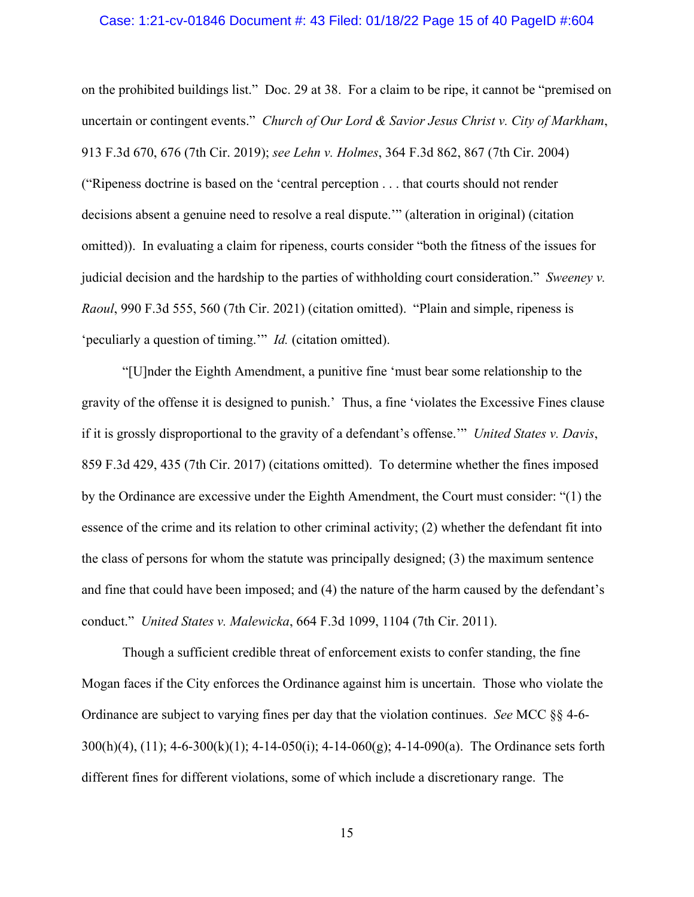on the prohibited buildings list." Doc. 29 at 38. For a claim to be ripe, it cannot be "premised on uncertain or contingent events." *Church of Our Lord & Savior Jesus Christ v. City of Markham*, 913 F.3d 670, 676 (7th Cir. 2019); *see Lehn v. Holmes*, 364 F.3d 862, 867 (7th Cir. 2004) ("Ripeness doctrine is based on the 'central perception . . . that courts should not render decisions absent a genuine need to resolve a real dispute.'" (alteration in original) (citation omitted)). In evaluating a claim for ripeness, courts consider "both the fitness of the issues for judicial decision and the hardship to the parties of withholding court consideration." *Sweeney v. Raoul*, 990 F.3d 555, 560 (7th Cir. 2021) (citation omitted). "Plain and simple, ripeness is 'peculiarly a question of timing.'" *Id.* (citation omitted).

"[U]nder the Eighth Amendment, a punitive fine 'must bear some relationship to the gravity of the offense it is designed to punish.' Thus, a fine 'violates the Excessive Fines clause if it is grossly disproportional to the gravity of a defendant's offense.'" *United States v. Davis*, 859 F.3d 429, 435 (7th Cir. 2017) (citations omitted). To determine whether the fines imposed by the Ordinance are excessive under the Eighth Amendment, the Court must consider: "(1) the essence of the crime and its relation to other criminal activity; (2) whether the defendant fit into the class of persons for whom the statute was principally designed; (3) the maximum sentence and fine that could have been imposed; and (4) the nature of the harm caused by the defendant's conduct." *United States v. Malewicka*, 664 F.3d 1099, 1104 (7th Cir. 2011).

Though a sufficient credible threat of enforcement exists to confer standing, the fine Mogan faces if the City enforces the Ordinance against him is uncertain. Those who violate the Ordinance are subject to varying fines per day that the violation continues. *See* MCC §§ 4-6-300(h)(4), (11); 4-6-300(k)(1); 4-14-050(i); 4-14-060(g); 4-14-090(a). The Ordinance sets forth different fines for different violations, some of which include a discretionary range. The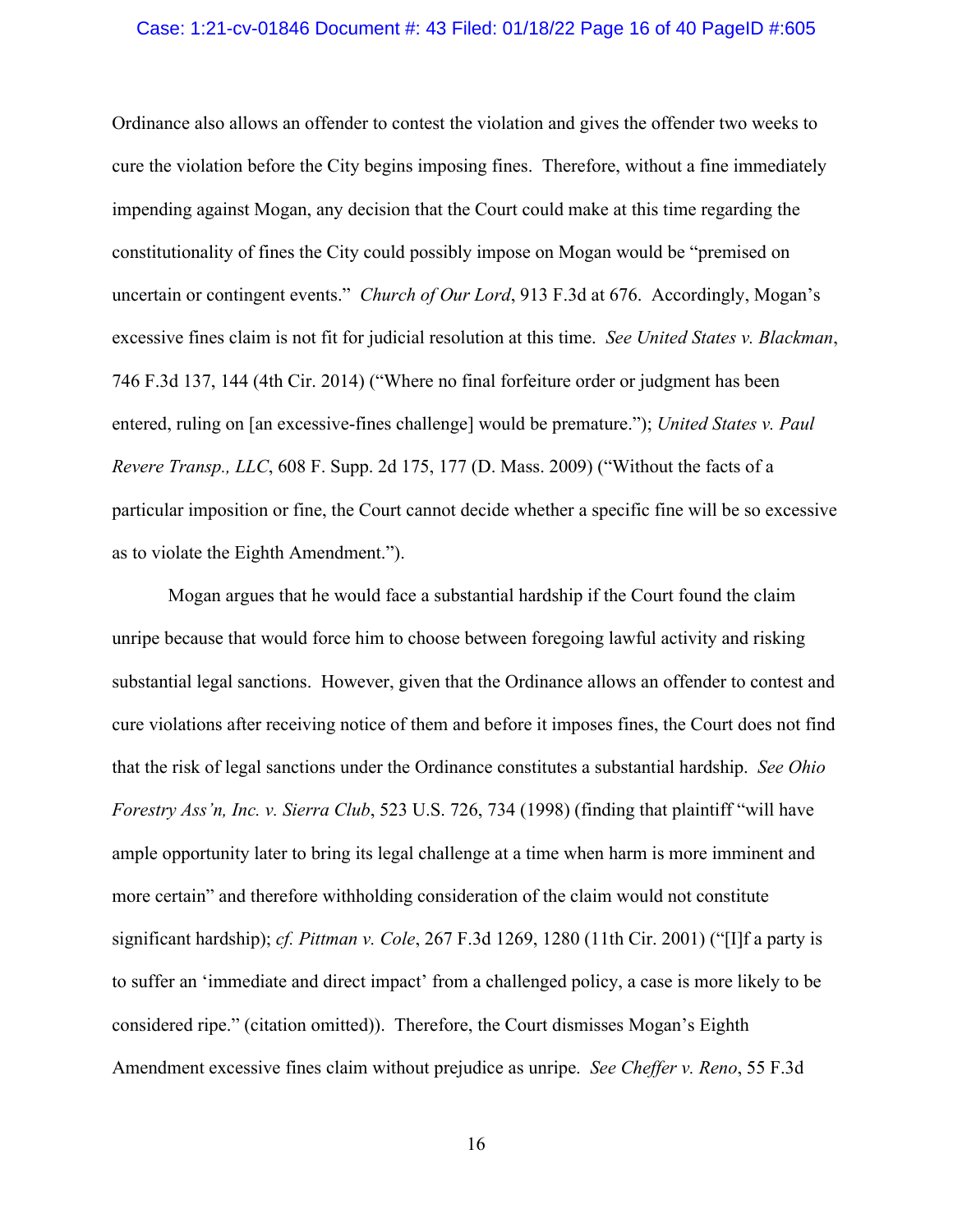Ordinance also allows an offender to contest the violation and gives the offender two weeks to cure the violation before the City begins imposing fines. Therefore, without a fine immediately impending against Mogan, any decision that the Court could make at this time regarding the constitutionality of fines the City could possibly impose on Mogan would be "premised on uncertain or contingent events." *Church of Our Lord*, 913 F.3d at 676. Accordingly, Mogan's excessive fines claim is not fit for judicial resolution at this time. *See United States v. Blackman*, 746 F.3d 137, 144 (4th Cir. 2014) ("Where no final forfeiture order or judgment has been entered, ruling on [an excessive-fines challenge] would be premature."); *United States v. Paul Revere Transp., LLC*, 608 F. Supp. 2d 175, 177 (D. Mass. 2009) ("Without the facts of a particular imposition or fine, the Court cannot decide whether a specific fine will be so excessive as to violate the Eighth Amendment.").

Mogan argues that he would face a substantial hardship if the Court found the claim unripe because that would force him to choose between foregoing lawful activity and risking substantial legal sanctions. However, given that the Ordinance allows an offender to contest and cure violations after receiving notice of them and before it imposes fines, the Court does not find that the risk of legal sanctions under the Ordinance constitutes a substantial hardship. *See Ohio Forestry Ass'n, Inc. v. Sierra Club*, 523 U.S. 726, 734 (1998) (finding that plaintiff "will have ample opportunity later to bring its legal challenge at a time when harm is more imminent and more certain" and therefore withholding consideration of the claim would not constitute significant hardship); *cf. Pittman v. Cole*, 267 F.3d 1269, 1280 (11th Cir. 2001) ("[I]f a party is to suffer an 'immediate and direct impact' from a challenged policy, a case is more likely to be considered ripe." (citation omitted)). Therefore, the Court dismisses Mogan's Eighth Amendment excessive fines claim without prejudice as unripe. *See Cheffer v. Reno*, 55 F.3d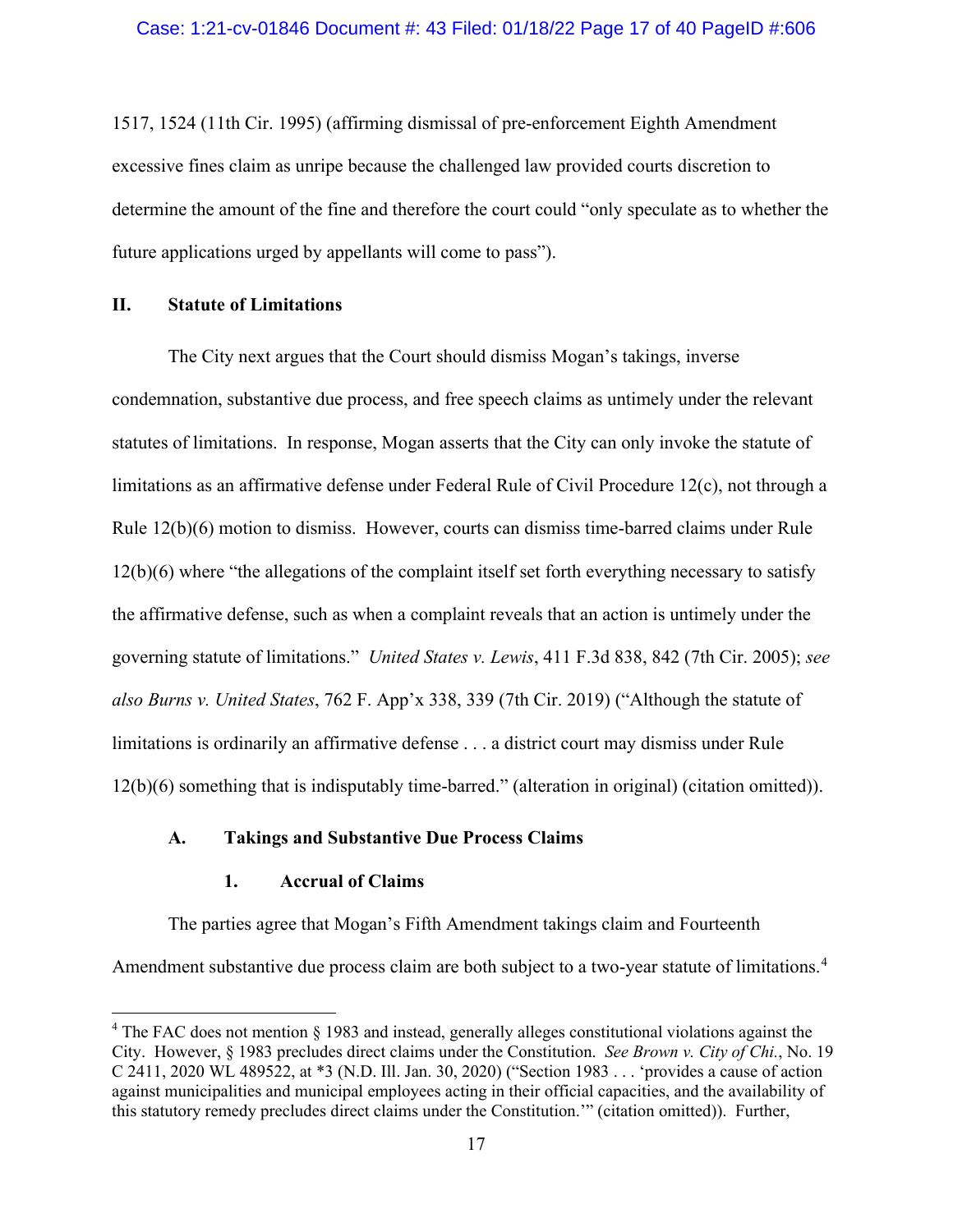1517, 1524 (11th Cir. 1995) (affirming dismissal of pre-enforcement Eighth Amendment excessive fines claim as unripe because the challenged law provided courts discretion to determine the amount of the fine and therefore the court could "only speculate as to whether the future applications urged by appellants will come to pass").

## II. Statute of Limitations

The City next argues that the Court should dismiss Mogan's takings, inverse condemnation, substantive due process, and free speech claims as untimely under the relevant statutes of limitations. In response, Mogan asserts that the City can only invoke the statute of limitations as an affirmative defense under Federal Rule of Civil Procedure 12(c), not through a Rule 12(b)(6) motion to dismiss. However, courts can dismiss time-barred claims under Rule 12(b)(6) where "the allegations of the complaint itself set forth everything necessary to satisfy the affirmative defense, such as when a complaint reveals that an action is untimely under the governing statute of limitations." *United States v. Lewis*, 411 F.3d 838, 842 (7th Cir. 2005); *see also Burns v. United States*, 762 F. App'x 338, 339 (7th Cir. 2019) ("Although the statute of limitations is ordinarily an affirmative defense . . . a district court may dismiss under Rule 12(b)(6) something that is indisputably time-barred." (alteration in original) (citation omitted)).

### A. Takings and Substantive Due Process Claims

#### 1. Accrual of Claims

The parties agree that Mogan's Fifth Amendment takings claim and Fourteenth Amendment substantive due process claim are both subject to a two-year statute of limitations.[4]

[4] The FAC does not mention § 1983 and instead, generally alleges constitutional violations against the City. However, § 1983 precludes direct claims under the Constitution. *See Brown v. City of Chi.*, No. 19 C 2411, 2020 WL 489522, at *3 (N.D. Ill. Jan. 30, 2020) ("Section 1983 . . . 'provides a cause of action against municipalities and municipal employees acting in their official capacities, and the availability of this statutory remedy precludes direct claims under the Constitution.'" (citation omitted)). Further,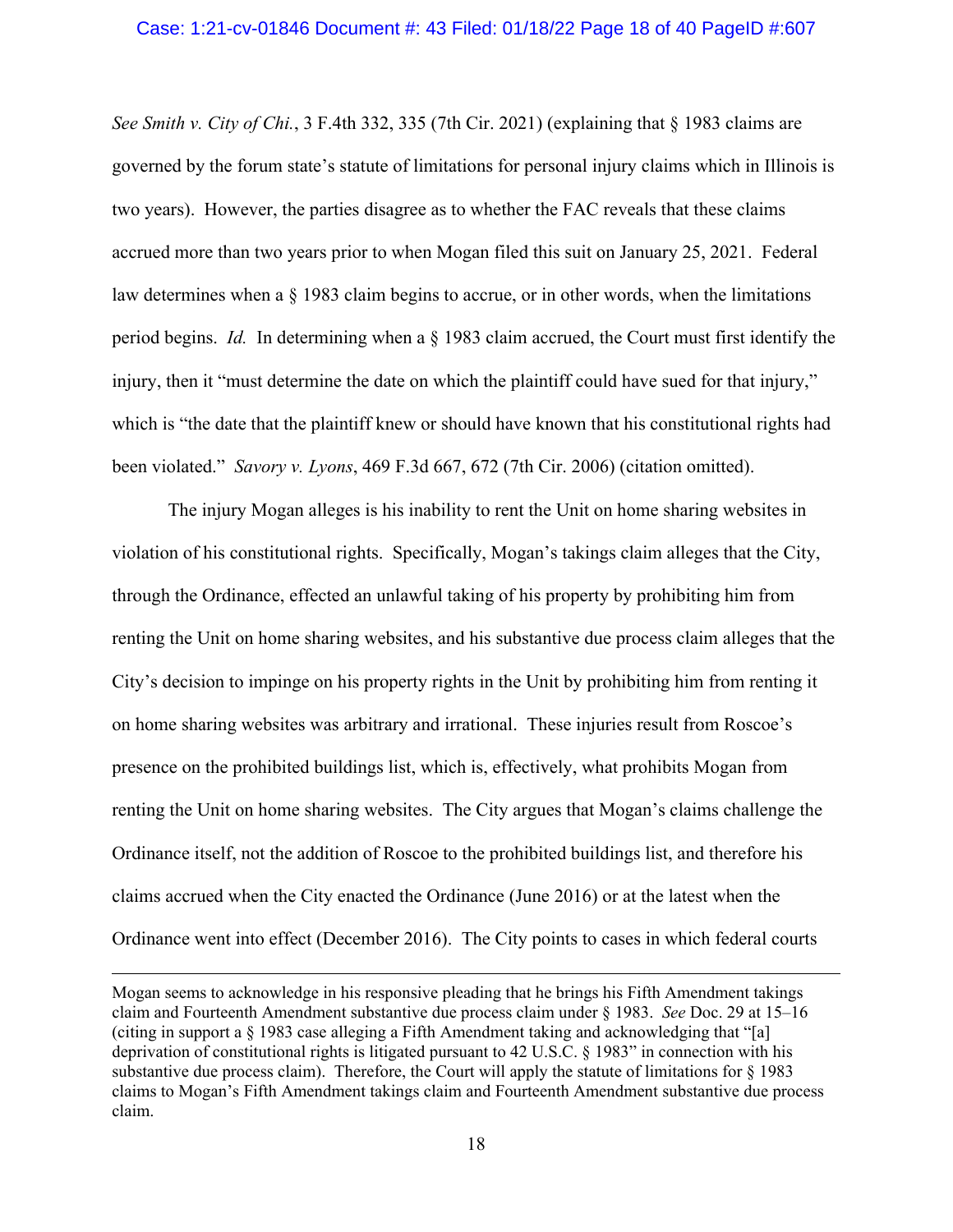*See Smith v. City of Chi.*, 3 F.4th 332, 335 (7th Cir. 2021) (explaining that § 1983 claims are governed by the forum state's statute of limitations for personal injury claims which in Illinois is two years). However, the parties disagree as to whether the FAC reveals that these claims accrued more than two years prior to when Mogan filed this suit on January 25, 2021. Federal law determines when a § 1983 claim begins to accrue, or in other words, when the limitations period begins. *Id.* In determining when a § 1983 claim accrued, the Court must first identify the injury, then it "must determine the date on which the plaintiff could have sued for that injury," which is "the date that the plaintiff knew or should have known that his constitutional rights had been violated." *Savory v. Lyons*, 469 F.3d 667, 672 (7th Cir. 2006) (citation omitted).

The injury Mogan alleges is his inability to rent the Unit on home sharing websites in violation of his constitutional rights. Specifically, Mogan's takings claim alleges that the City, through the Ordinance, effected an unlawful taking of his property by prohibiting him from renting the Unit on home sharing websites, and his substantive due process claim alleges that the City's decision to impinge on his property rights in the Unit by prohibiting him from renting it on home sharing websites was arbitrary and irrational. These injuries result from Roscoe's presence on the prohibited buildings list, which is, effectively, what prohibits Mogan from renting the Unit on home sharing websites. The City argues that Mogan's claims challenge the Ordinance itself, not the addition of Roscoe to the prohibited buildings list, and therefore his claims accrued when the City enacted the Ordinance (June 2016) or at the latest when the Ordinance went into effect (December 2016). The City points to cases in which federal courts

---

Mogan seems to acknowledge in his responsive pleading that he brings his Fifth Amendment takings claim and Fourteenth Amendment substantive due process claim under § 1983. *See* Doc. 29 at 15–16 (citing in support a § 1983 case alleging a Fifth Amendment taking and acknowledging that "[a] deprivation of constitutional rights is litigated pursuant to 42 U.S.C. § 1983" in connection with his substantive due process claim). Therefore, the Court will apply the statute of limitations for § 1983 claims to Mogan's Fifth Amendment takings claim and Fourteenth Amendment substantive due process claim.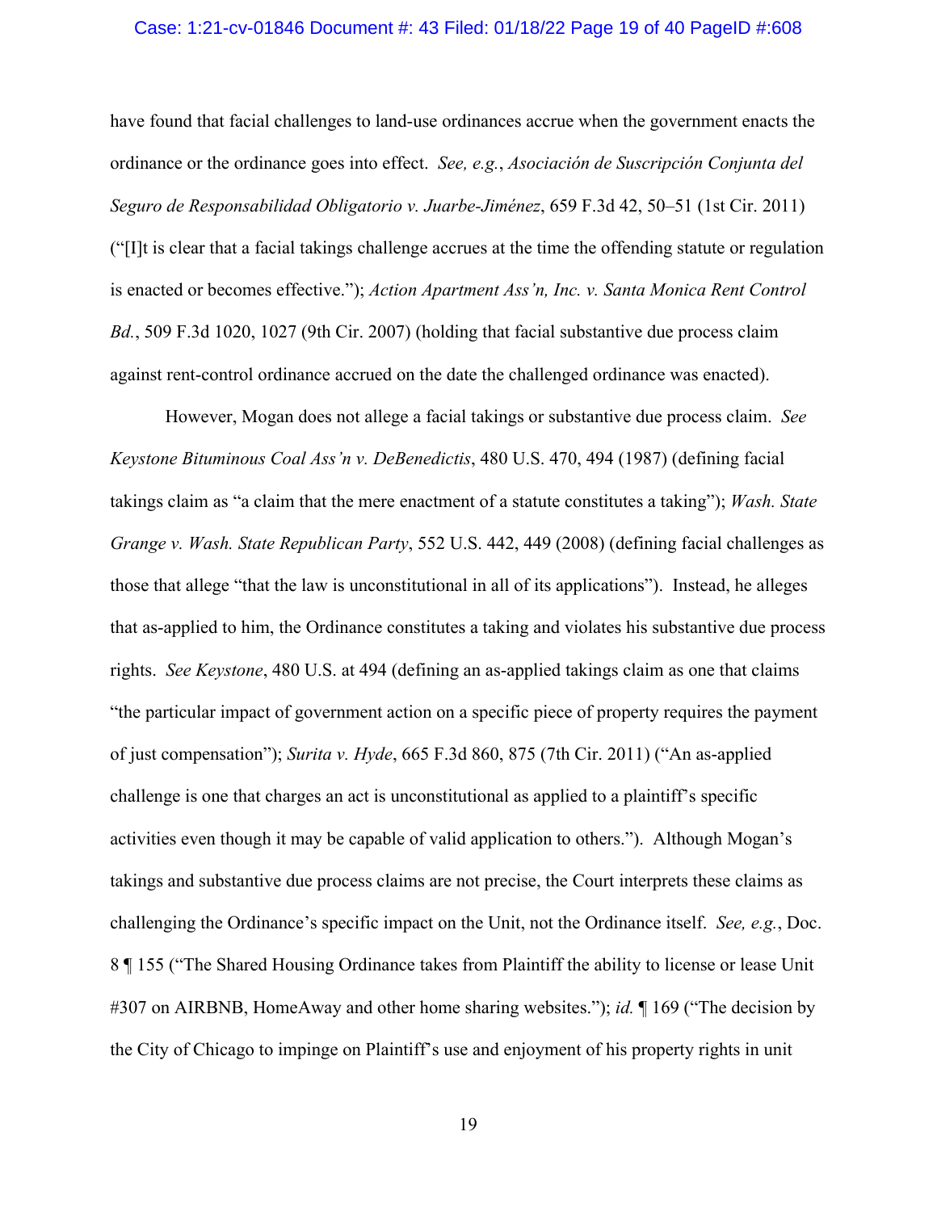have found that facial challenges to land-use ordinances accrue when the government enacts the ordinance or the ordinance goes into effect. *See, e.g.*, *Asociación de Suscripción Conjunta del Seguro de Responsabilidad Obligatorio v. Juarbe-Jiménez*, 659 F.3d 42, 50–51 (1st Cir. 2011) ("[I]t is clear that a facial takings challenge accrues at the time the offending statute or regulation is enacted or becomes effective."); *Action Apartment Ass'n, Inc. v. Santa Monica Rent Control Bd.*, 509 F.3d 1020, 1027 (9th Cir. 2007) (holding that facial substantive due process claim against rent-control ordinance accrued on the date the challenged ordinance was enacted).

However, Mogan does not allege a facial takings or substantive due process claim. *See Keystone Bituminous Coal Ass'n v. DeBenedictis*, 480 U.S. 470, 494 (1987) (defining facial takings claim as "a claim that the mere enactment of a statute constitutes a taking"); *Wash. State Grange v. Wash. State Republican Party*, 552 U.S. 442, 449 (2008) (defining facial challenges as those that allege "that the law is unconstitutional in all of its applications"). Instead, he alleges that as-applied to him, the Ordinance constitutes a taking and violates his substantive due process rights. *See Keystone*, 480 U.S. at 494 (defining an as-applied takings claim as one that claims "the particular impact of government action on a specific piece of property requires the payment of just compensation"); *Surita v. Hyde*, 665 F.3d 860, 875 (7th Cir. 2011) ("An as-applied challenge is one that charges an act is unconstitutional as applied to a plaintiff's specific activities even though it may be capable of valid application to others."). Although Mogan's takings and substantive due process claims are not precise, the Court interprets these claims as challenging the Ordinance's specific impact on the Unit, not the Ordinance itself. *See, e.g.*, Doc. 8 ¶ 155 ("The Shared Housing Ordinance takes from Plaintiff the ability to license or lease Unit #307 on AIRBNB, HomeAway and other home sharing websites."); *id.* ¶ 169 ("The decision by the City of Chicago to impinge on Plaintiff's use and enjoyment of his property rights in unit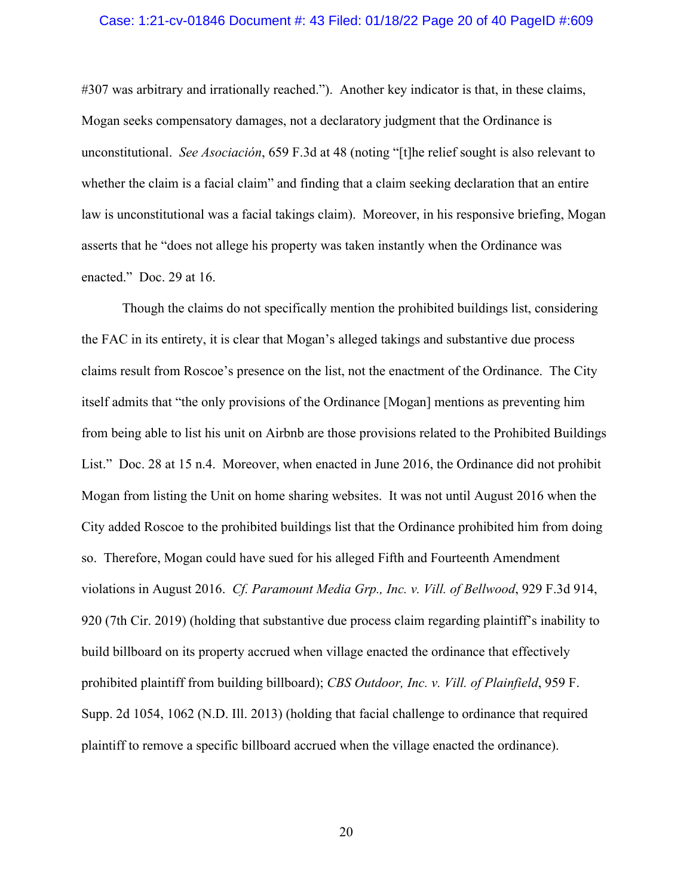#307 was arbitrary and irrationally reached."). Another key indicator is that, in these claims, Mogan seeks compensatory damages, not a declaratory judgment that the Ordinance is unconstitutional. *See Asociación*, 659 F.3d at 48 (noting "[t]he relief sought is also relevant to whether the claim is a facial claim" and finding that a claim seeking declaration that an entire law is unconstitutional was a facial takings claim). Moreover, in his responsive briefing, Mogan asserts that he "does not allege his property was taken instantly when the Ordinance was enacted." Doc. 29 at 16.

Though the claims do not specifically mention the prohibited buildings list, considering the FAC in its entirety, it is clear that Mogan's alleged takings and substantive due process claims result from Roscoe's presence on the list, not the enactment of the Ordinance. The City itself admits that "the only provisions of the Ordinance [Mogan] mentions as preventing him from being able to list his unit on Airbnb are those provisions related to the Prohibited Buildings List." Doc. 28 at 15 n.4. Moreover, when enacted in June 2016, the Ordinance did not prohibit Mogan from listing the Unit on home sharing websites. It was not until August 2016 when the City added Roscoe to the prohibited buildings list that the Ordinance prohibited him from doing so. Therefore, Mogan could have sued for his alleged Fifth and Fourteenth Amendment violations in August 2016. *Cf. Paramount Media Grp., Inc. v. Vill. of Bellwood*, 929 F.3d 914, 920 (7th Cir. 2019) (holding that substantive due process claim regarding plaintiff's inability to build billboard on its property accrued when village enacted the ordinance that effectively prohibited plaintiff from building billboard); *CBS Outdoor, Inc. v. Vill. of Plainfield*, 959 F. Supp. 2d 1054, 1062 (N.D. Ill. 2013) (holding that facial challenge to ordinance that required plaintiff to remove a specific billboard accrued when the village enacted the ordinance).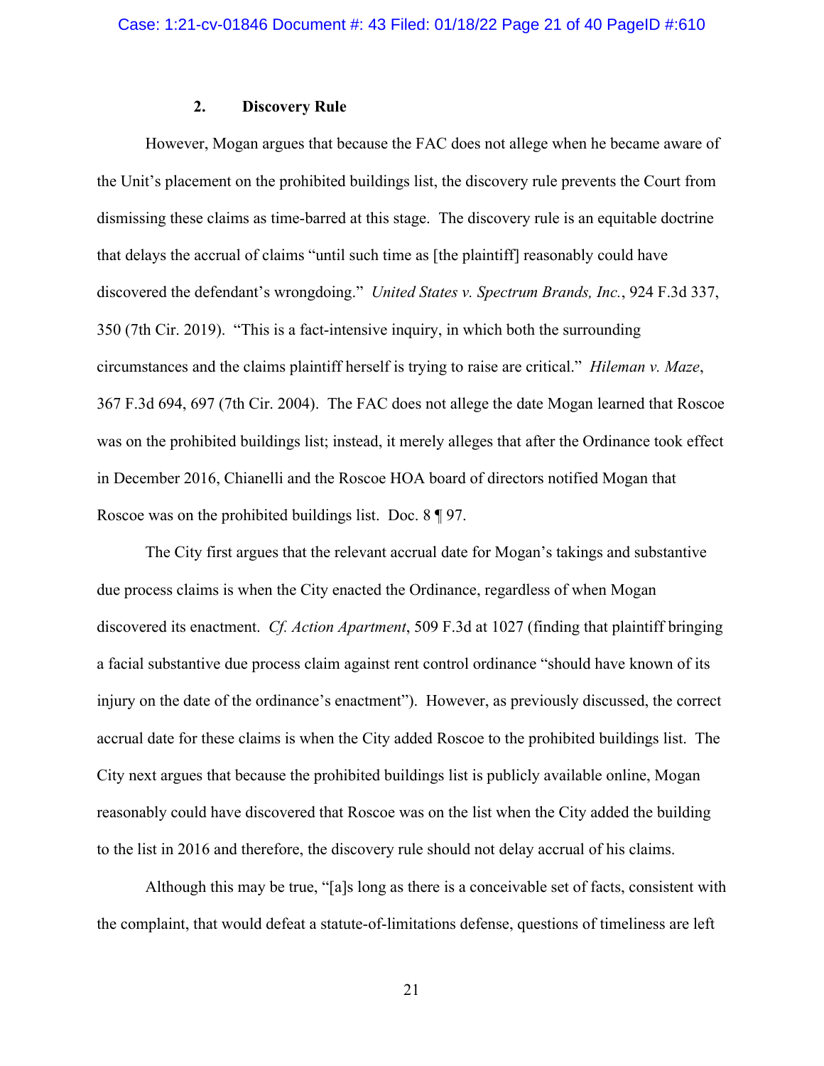### 2. Discovery Rule

However, Mogan argues that because the FAC does not allege when he became aware of the Unit's placement on the prohibited buildings list, the discovery rule prevents the Court from dismissing these claims as time-barred at this stage. The discovery rule is an equitable doctrine that delays the accrual of claims "until such time as [the plaintiff] reasonably could have discovered the defendant's wrongdoing." *United States v. Spectrum Brands, Inc.*, 924 F.3d 337, 350 (7th Cir. 2019). "This is a fact-intensive inquiry, in which both the surrounding circumstances and the claims plaintiff herself is trying to raise are critical." *Hileman v. Maze*, 367 F.3d 694, 697 (7th Cir. 2004). The FAC does not allege the date Mogan learned that Roscoe was on the prohibited buildings list; instead, it merely alleges that after the Ordinance took effect in December 2016, Chianelli and the Roscoe HOA board of directors notified Mogan that Roscoe was on the prohibited buildings list. Doc. 8 ¶ 97.

The City first argues that the relevant accrual date for Mogan's takings and substantive due process claims is when the City enacted the Ordinance, regardless of when Mogan discovered its enactment. *Cf. Action Apartment*, 509 F.3d at 1027 (finding that plaintiff bringing a facial substantive due process claim against rent control ordinance "should have known of its injury on the date of the ordinance's enactment"). However, as previously discussed, the correct accrual date for these claims is when the City added Roscoe to the prohibited buildings list. The City next argues that because the prohibited buildings list is publicly available online, Mogan reasonably could have discovered that Roscoe was on the list when the City added the building to the list in 2016 and therefore, the discovery rule should not delay accrual of his claims.

Although this may be true, "[a]s long as there is a conceivable set of facts, consistent with the complaint, that would defeat a statute-of-limitations defense, questions of timeliness are left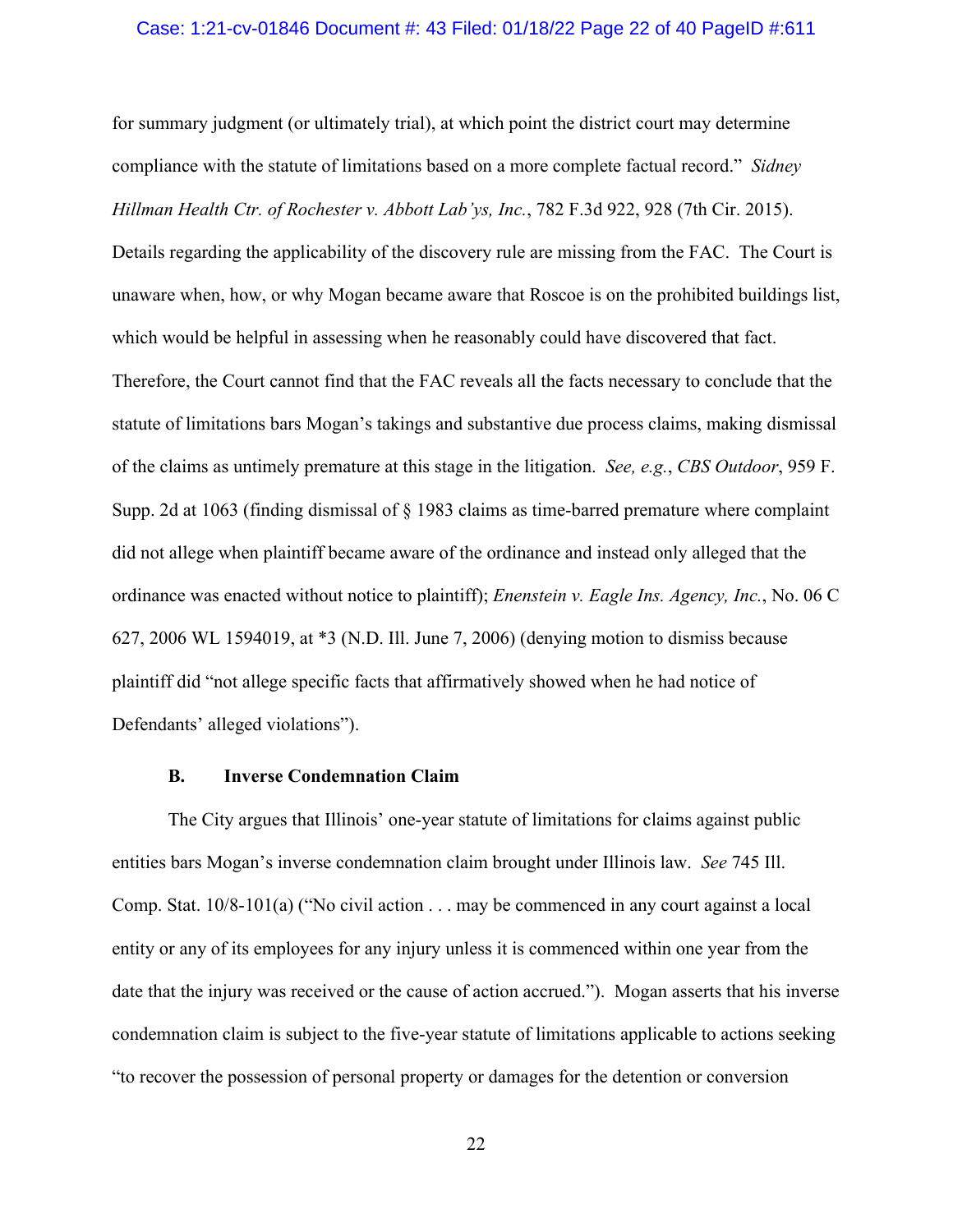for summary judgment (or ultimately trial), at which point the district court may determine compliance with the statute of limitations based on a more complete factual record." *Sidney Hillman Health Ctr. of Rochester v. Abbott Lab'ys, Inc.*, 782 F.3d 922, 928 (7th Cir. 2015). Details regarding the applicability of the discovery rule are missing from the FAC. The Court is unaware when, how, or why Mogan became aware that Roscoe is on the prohibited buildings list, which would be helpful in assessing when he reasonably could have discovered that fact. Therefore, the Court cannot find that the FAC reveals all the facts necessary to conclude that the statute of limitations bars Mogan's takings and substantive due process claims, making dismissal of the claims as untimely premature at this stage in the litigation. *See, e.g.*, *CBS Outdoor*, 959 F. Supp. 2d at 1063 (finding dismissal of § 1983 claims as time-barred premature where complaint did not allege when plaintiff became aware of the ordinance and instead only alleged that the ordinance was enacted without notice to plaintiff); *Enenstein v. Eagle Ins. Agency, Inc.*, No. 06 C 627, 2006 WL 1594019, at *3 (N.D. Ill. June 7, 2006) (denying motion to dismiss because plaintiff did "not allege specific facts that affirmatively showed when he had notice of Defendants' alleged violations").

### B. Inverse Condemnation Claim

The City argues that Illinois' one-year statute of limitations for claims against public entities bars Mogan's inverse condemnation claim brought under Illinois law. *See* 745 Ill. Comp. Stat. 10/8-101(a) ("No civil action . . . may be commenced in any court against a local entity or any of its employees for any injury unless it is commenced within one year from the date that the injury was received or the cause of action accrued."). Mogan asserts that his inverse condemnation claim is subject to the five-year statute of limitations applicable to actions seeking "to recover the possession of personal property or damages for the detention or conversion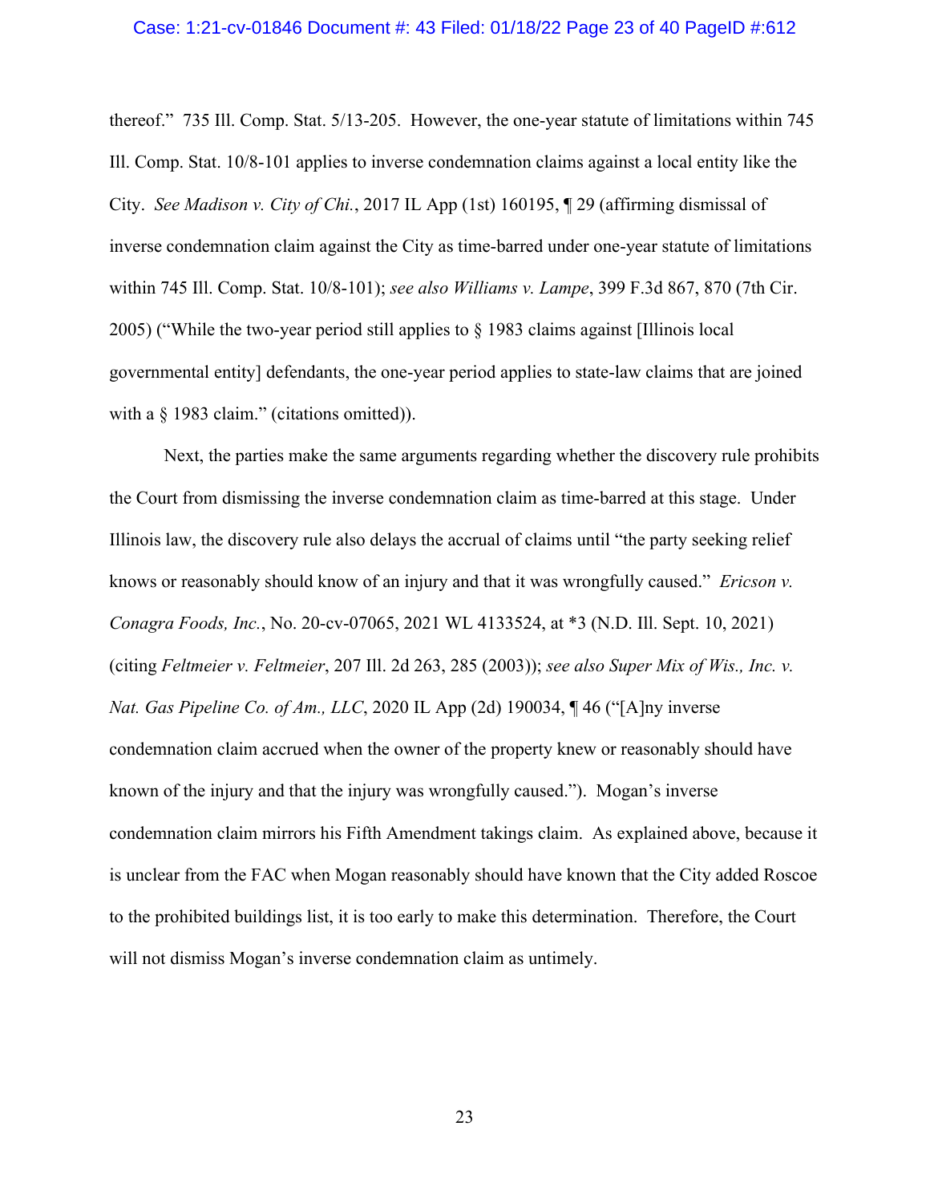thereof." 735 Ill. Comp. Stat. 5/13-205. However, the one-year statute of limitations within 745 Ill. Comp. Stat. 10/8-101 applies to inverse condemnation claims against a local entity like the City. *See Madison v. City of Chi.*, 2017 IL App (1st) 160195, ¶ 29 (affirming dismissal of inverse condemnation claim against the City as time-barred under one-year statute of limitations within 745 Ill. Comp. Stat. 10/8-101); *see also Williams v. Lampe*, 399 F.3d 867, 870 (7th Cir. 2005) ("While the two-year period still applies to § 1983 claims against [Illinois local governmental entity] defendants, the one-year period applies to state-law claims that are joined with a § 1983 claim." (citations omitted)).

Next, the parties make the same arguments regarding whether the discovery rule prohibits the Court from dismissing the inverse condemnation claim as time-barred at this stage. Under Illinois law, the discovery rule also delays the accrual of claims until "the party seeking relief knows or reasonably should know of an injury and that it was wrongfully caused." *Ericson v. Conagra Foods, Inc.*, No. 20-cv-07065, 2021 WL 4133524, at *3 (N.D. Ill. Sept. 10, 2021) (citing *Feltmeier v. Feltmeier*, 207 Ill. 2d 263, 285 (2003)); *see also Super Mix of Wis., Inc. v. Nat. Gas Pipeline Co. of Am., LLC*, 2020 IL App (2d) 190034, ¶ 46 ("[A]ny inverse condemnation claim accrued when the owner of the property knew or reasonably should have known of the injury and that the injury was wrongfully caused."). Mogan's inverse condemnation claim mirrors his Fifth Amendment takings claim. As explained above, because it is unclear from the FAC when Mogan reasonably should have known that the City added Roscoe to the prohibited buildings list, it is too early to make this determination. Therefore, the Court will not dismiss Mogan's inverse condemnation claim as untimely.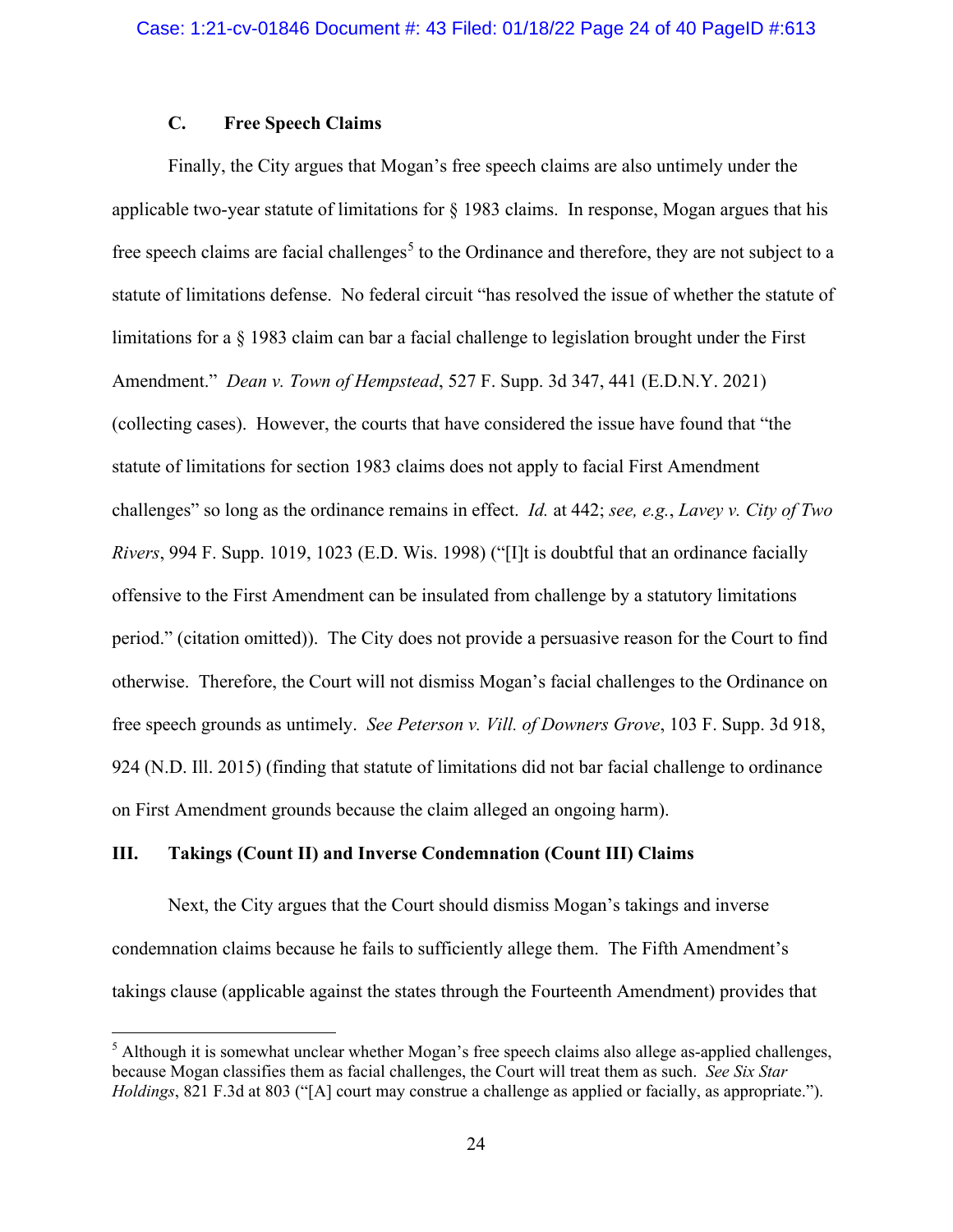### C. Free Speech Claims

Finally, the City argues that Mogan's free speech claims are also untimely under the applicable two-year statute of limitations for § 1983 claims. In response, Mogan argues that his free speech claims are facial challenges[5] to the Ordinance and therefore, they are not subject to a statute of limitations defense. No federal circuit "has resolved the issue of whether the statute of limitations for a § 1983 claim can bar a facial challenge to legislation brought under the First Amendment." *Dean v. Town of Hempstead*, 527 F. Supp. 3d 347, 441 (E.D.N.Y. 2021) (collecting cases). However, the courts that have considered the issue have found that "the statute of limitations for section 1983 claims does not apply to facial First Amendment challenges" so long as the ordinance remains in effect. *Id.* at 442; *see, e.g.*, *Lavey v. City of Two Rivers*, 994 F. Supp. 1019, 1023 (E.D. Wis. 1998) ("[I]t is doubtful that an ordinance facially offensive to the First Amendment can be insulated from challenge by a statutory limitations period." (citation omitted)). The City does not provide a persuasive reason for the Court to find otherwise. Therefore, the Court will not dismiss Mogan's facial challenges to the Ordinance on free speech grounds as untimely. *See Peterson v. Vill. of Downers Grove*, 103 F. Supp. 3d 918, 924 (N.D. Ill. 2015) (finding that statute of limitations did not bar facial challenge to ordinance on First Amendment grounds because the claim alleged an ongoing harm).

## III. Takings (Count II) and Inverse Condemnation (Count III) Claims

Next, the City argues that the Court should dismiss Mogan's takings and inverse condemnation claims because he fails to sufficiently allege them. The Fifth Amendment's takings clause (applicable against the states through the Fourteenth Amendment) provides that

---

[5] Although it is somewhat unclear whether Mogan's free speech claims also allege as-applied challenges, because Mogan classifies them as facial challenges, the Court will treat them as such. *See Six Star Holdings*, 821 F.3d at 803 ("[A] court may construe a challenge as applied or facially, as appropriate.").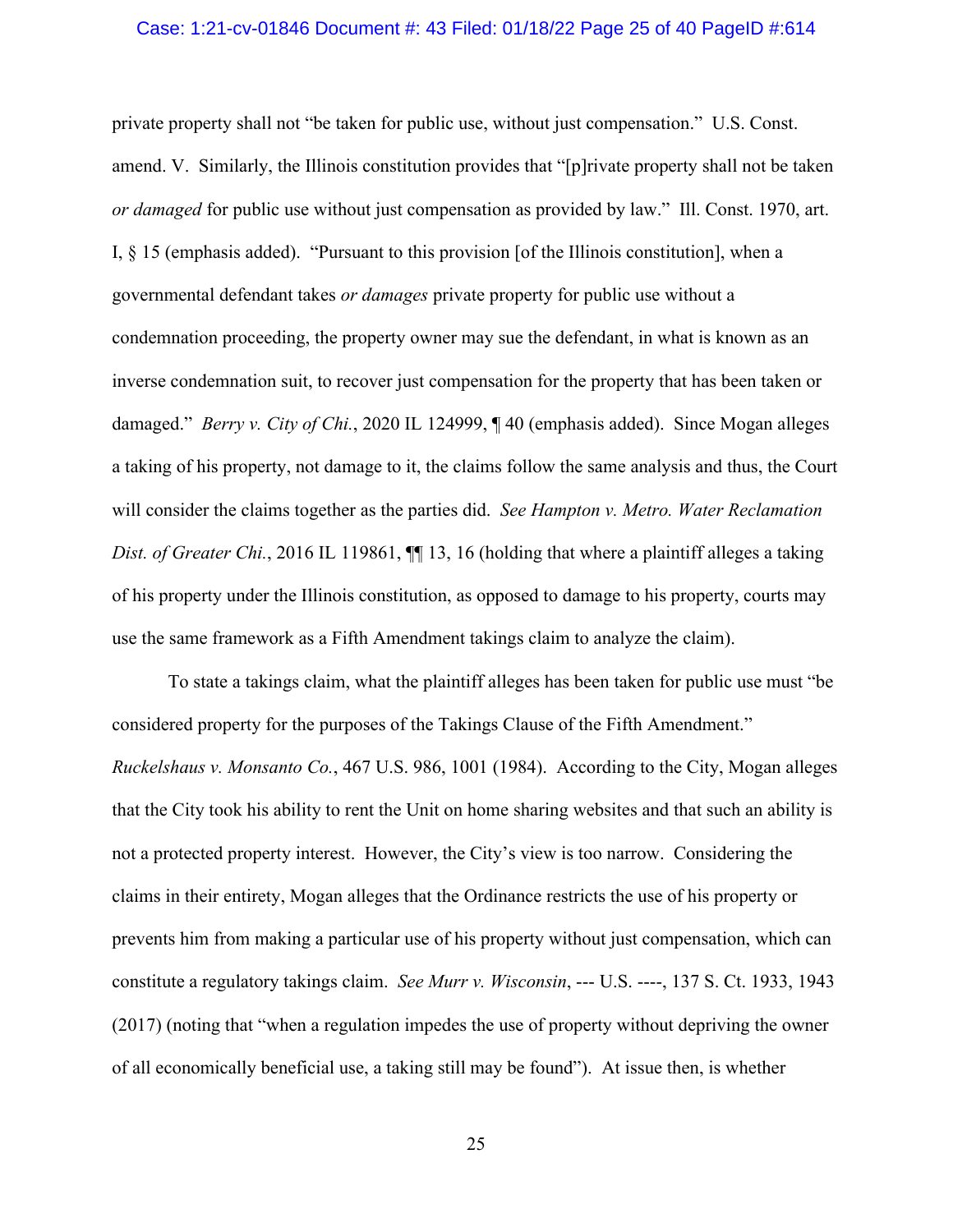private property shall not "be taken for public use, without just compensation." U.S. Const. amend. V. Similarly, the Illinois constitution provides that "[p]rivate property shall not be taken *or damaged* for public use without just compensation as provided by law." Ill. Const. 1970, art. I, § 15 (emphasis added). "Pursuant to this provision [of the Illinois constitution], when a governmental defendant takes *or damages* private property for public use without a condemnation proceeding, the property owner may sue the defendant, in what is known as an inverse condemnation suit, to recover just compensation for the property that has been taken or damaged." *Berry v. City of Chi.*, 2020 IL 124999, ¶ 40 (emphasis added). Since Mogan alleges a taking of his property, not damage to it, the claims follow the same analysis and thus, the Court will consider the claims together as the parties did. *See Hampton v. Metro. Water Reclamation Dist. of Greater Chi.*, 2016 IL 119861, ¶¶ 13, 16 (holding that where a plaintiff alleges a taking of his property under the Illinois constitution, as opposed to damage to his property, courts may use the same framework as a Fifth Amendment takings claim to analyze the claim).

To state a takings claim, what the plaintiff alleges has been taken for public use must "be considered property for the purposes of the Takings Clause of the Fifth Amendment." *Ruckelshaus v. Monsanto Co.*, 467 U.S. 986, 1001 (1984). According to the City, Mogan alleges that the City took his ability to rent the Unit on home sharing websites and that such an ability is not a protected property interest. However, the City's view is too narrow. Considering the claims in their entirety, Mogan alleges that the Ordinance restricts the use of his property or prevents him from making a particular use of his property without just compensation, which can constitute a regulatory takings claim. *See Murr v. Wisconsin*, --- U.S. ----, 137 S. Ct. 1933, 1943 (2017) (noting that "when a regulation impedes the use of property without depriving the owner of all economically beneficial use, a taking still may be found"). At issue then, is whether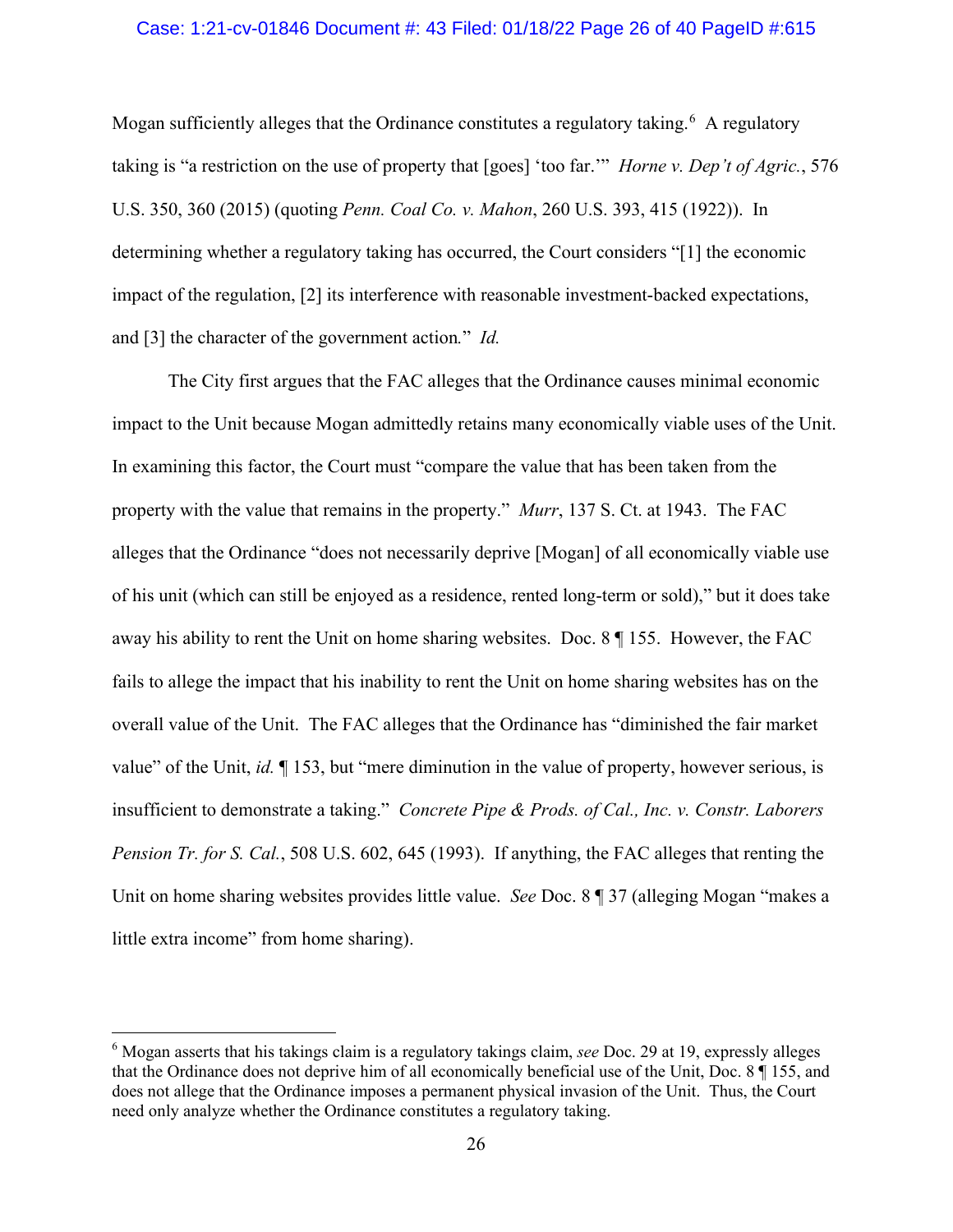Mogan sufficiently alleges that the Ordinance constitutes a regulatory taking.[6] A regulatory taking is "a restriction on the use of property that [goes] 'too far.'" *Horne v. Dep't of Agric.*, 576 U.S. 350, 360 (2015) (quoting *Penn. Coal Co. v. Mahon*, 260 U.S. 393, 415 (1922)). In determining whether a regulatory taking has occurred, the Court considers "[1] the economic impact of the regulation, [2] its interference with reasonable investment-backed expectations, and [3] the character of the government action." *Id.*

The City first argues that the FAC alleges that the Ordinance causes minimal economic impact to the Unit because Mogan admittedly retains many economically viable uses of the Unit. In examining this factor, the Court must "compare the value that has been taken from the property with the value that remains in the property." *Murr*, 137 S. Ct. at 1943. The FAC alleges that the Ordinance "does not necessarily deprive [Mogan] of all economically viable use of his unit (which can still be enjoyed as a residence, rented long-term or sold)," but it does take away his ability to rent the Unit on home sharing websites. Doc. 8 ¶ 155. However, the FAC fails to allege the impact that his inability to rent the Unit on home sharing websites has on the overall value of the Unit. The FAC alleges that the Ordinance has "diminished the fair market value" of the Unit, *id.* ¶ 153, but "mere diminution in the value of property, however serious, is insufficient to demonstrate a taking." *Concrete Pipe & Prods. of Cal., Inc. v. Constr. Laborers Pension Tr. for S. Cal.*, 508 U.S. 602, 645 (1993). If anything, the FAC alleges that renting the Unit on home sharing websites provides little value. *See* Doc. 8 ¶ 37 (alleging Mogan "makes a little extra income" from home sharing).

---

[6] Mogan asserts that his takings claim is a regulatory takings claim, *see* Doc. 29 at 19, expressly alleges that the Ordinance does not deprive him of all economically beneficial use of the Unit, Doc. 8 ¶ 155, and does not allege that the Ordinance imposes a permanent physical invasion of the Unit. Thus, the Court need only analyze whether the Ordinance constitutes a regulatory taking.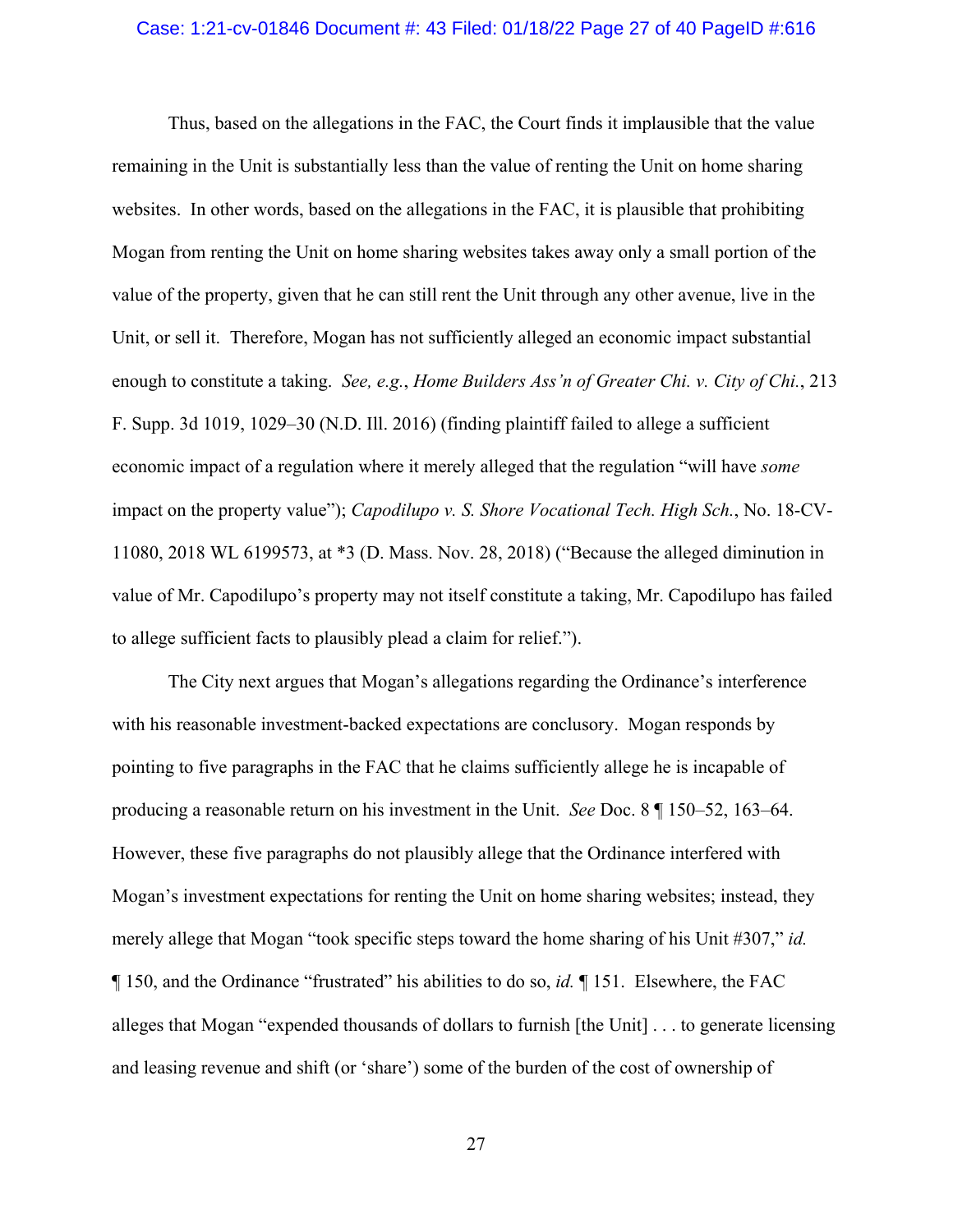Thus, based on the allegations in the FAC, the Court finds it implausible that the value remaining in the Unit is substantially less than the value of renting the Unit on home sharing websites. In other words, based on the allegations in the FAC, it is plausible that prohibiting Mogan from renting the Unit on home sharing websites takes away only a small portion of the value of the property, given that he can still rent the Unit through any other avenue, live in the Unit, or sell it. Therefore, Mogan has not sufficiently alleged an economic impact substantial enough to constitute a taking. *See, e.g.*, *Home Builders Ass'n of Greater Chi. v. City of Chi.*, 213 F. Supp. 3d 1019, 1029–30 (N.D. Ill. 2016) (finding plaintiff failed to allege a sufficient economic impact of a regulation where it merely alleged that the regulation "will have *some* impact on the property value"); *Capodilupo v. S. Shore Vocational Tech. High Sch.*, No. 18-CV-11080, 2018 WL 6199573, at *3 (D. Mass. Nov. 28, 2018) ("Because the alleged diminution in value of Mr. Capodilupo's property may not itself constitute a taking, Mr. Capodilupo has failed to allege sufficient facts to plausibly plead a claim for relief.").

The City next argues that Mogan's allegations regarding the Ordinance's interference with his reasonable investment-backed expectations are conclusory. Mogan responds by pointing to five paragraphs in the FAC that he claims sufficiently allege he is incapable of producing a reasonable return on his investment in the Unit. *See* Doc. 8 ¶ 150–52, 163–64. However, these five paragraphs do not plausibly allege that the Ordinance interfered with Mogan's investment expectations for renting the Unit on home sharing websites; instead, they merely allege that Mogan "took specific steps toward the home sharing of his Unit #307," *id.* ¶ 150, and the Ordinance "frustrated" his abilities to do so, *id.* ¶ 151. Elsewhere, the FAC alleges that Mogan "expended thousands of dollars to furnish [the Unit] . . . to generate licensing and leasing revenue and shift (or 'share') some of the burden of the cost of ownership of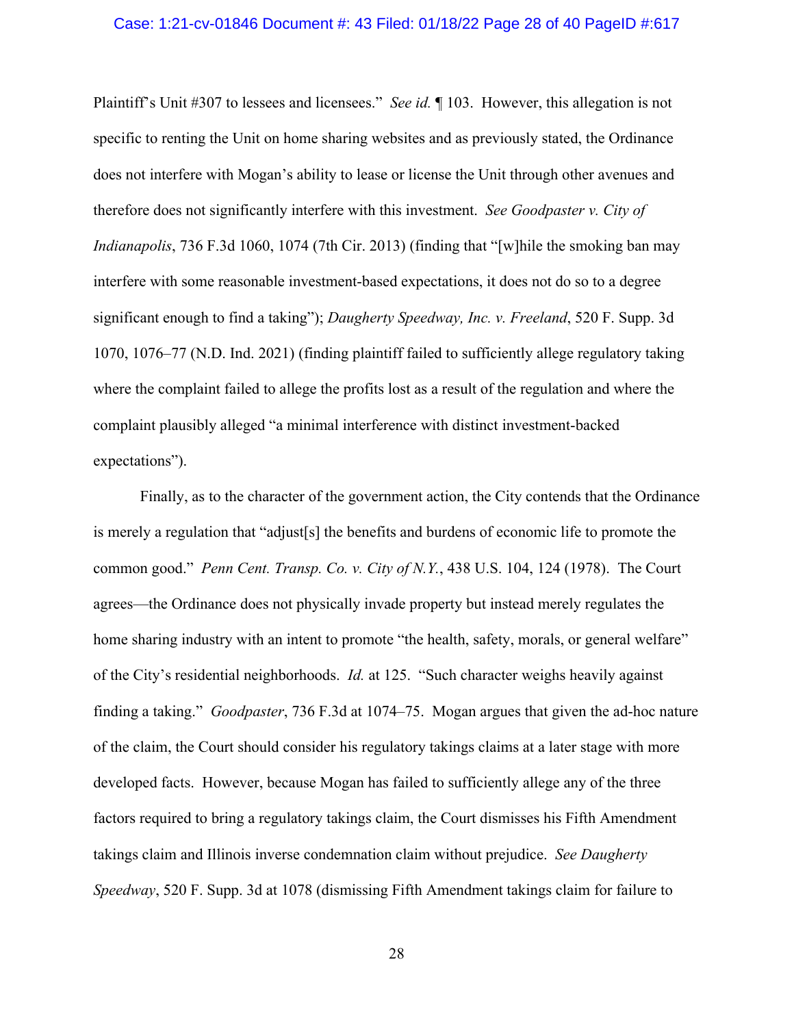Plaintiff's Unit #307 to lessees and licensees." *See id.* ¶ 103. However, this allegation is not specific to renting the Unit on home sharing websites and as previously stated, the Ordinance does not interfere with Mogan's ability to lease or license the Unit through other avenues and therefore does not significantly interfere with this investment. *See Goodpaster v. City of Indianapolis*, 736 F.3d 1060, 1074 (7th Cir. 2013) (finding that "[w]hile the smoking ban may interfere with some reasonable investment-based expectations, it does not do so to a degree significant enough to find a taking"); *Daugherty Speedway, Inc. v. Freeland*, 520 F. Supp. 3d 1070, 1076–77 (N.D. Ind. 2021) (finding plaintiff failed to sufficiently allege regulatory taking where the complaint failed to allege the profits lost as a result of the regulation and where the complaint plausibly alleged "a minimal interference with distinct investment-backed expectations").

Finally, as to the character of the government action, the City contends that the Ordinance is merely a regulation that "adjust[s] the benefits and burdens of economic life to promote the common good." *Penn Cent. Transp. Co. v. City of N.Y.*, 438 U.S. 104, 124 (1978). The Court agrees—the Ordinance does not physically invade property but instead merely regulates the home sharing industry with an intent to promote "the health, safety, morals, or general welfare" of the City's residential neighborhoods. *Id.* at 125. "Such character weighs heavily against finding a taking." *Goodpaster*, 736 F.3d at 1074–75. Mogan argues that given the ad-hoc nature of the claim, the Court should consider his regulatory takings claims at a later stage with more developed facts. However, because Mogan has failed to sufficiently allege any of the three factors required to bring a regulatory takings claim, the Court dismisses his Fifth Amendment takings claim and Illinois inverse condemnation claim without prejudice. *See Daugherty Speedway*, 520 F. Supp. 3d at 1078 (dismissing Fifth Amendment takings claim for failure to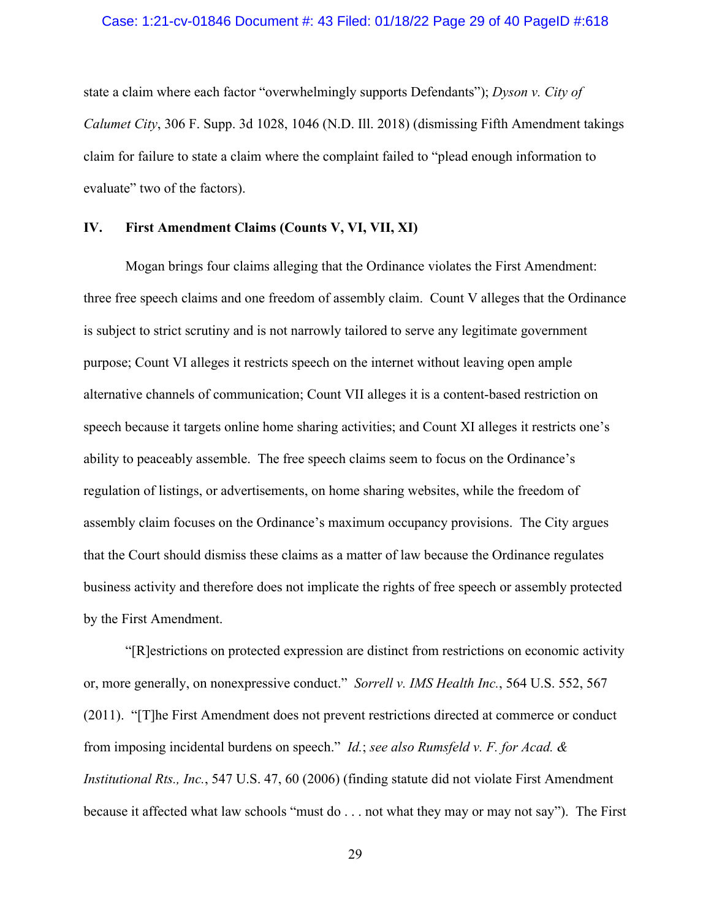state a claim where each factor "overwhelmingly supports Defendants"); *Dyson v. City of Calumet City*, 306 F. Supp. 3d 1028, 1046 (N.D. Ill. 2018) (dismissing Fifth Amendment takings claim for failure to state a claim where the complaint failed to "plead enough information to evaluate" two of the factors).

## IV. First Amendment Claims (Counts V, VI, VII, XI)

Mogan brings four claims alleging that the Ordinance violates the First Amendment: three free speech claims and one freedom of assembly claim. Count V alleges that the Ordinance is subject to strict scrutiny and is not narrowly tailored to serve any legitimate government purpose; Count VI alleges it restricts speech on the internet without leaving open ample alternative channels of communication; Count VII alleges it is a content-based restriction on speech because it targets online home sharing activities; and Count XI alleges it restricts one's ability to peaceably assemble. The free speech claims seem to focus on the Ordinance's regulation of listings, or advertisements, on home sharing websites, while the freedom of assembly claim focuses on the Ordinance's maximum occupancy provisions. The City argues that the Court should dismiss these claims as a matter of law because the Ordinance regulates business activity and therefore does not implicate the rights of free speech or assembly protected by the First Amendment.

"[R]estrictions on protected expression are distinct from restrictions on economic activity or, more generally, on nonexpressive conduct." *Sorrell v. IMS Health Inc.*, 564 U.S. 552, 567 (2011). "[T]he First Amendment does not prevent restrictions directed at commerce or conduct from imposing incidental burdens on speech." *Id.*; *see also Rumsfeld v. F. for Acad. & Institutional Rts., Inc.*, 547 U.S. 47, 60 (2006) (finding statute did not violate First Amendment because it affected what law schools "must do . . . not what they may or may not say"). The First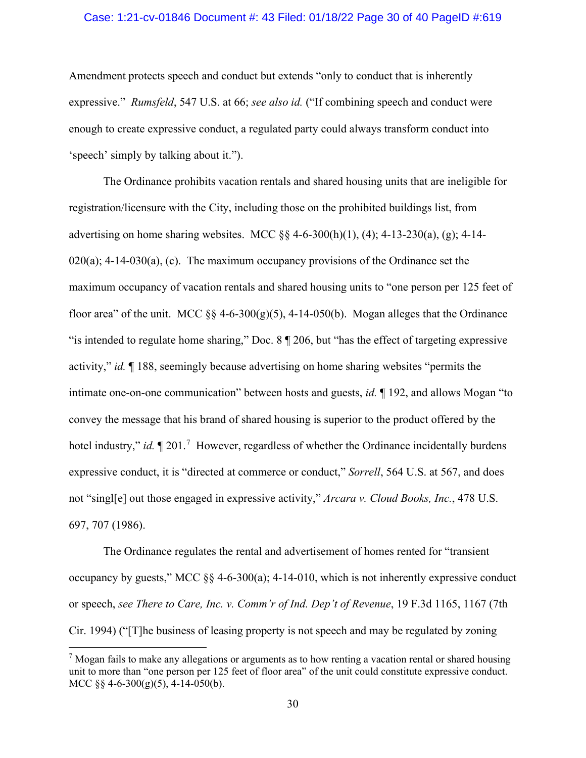Amendment protects speech and conduct but extends "only to conduct that is inherently expressive." *Rumsfeld*, 547 U.S. at 66; *see also id.* ("If combining speech and conduct were enough to create expressive conduct, a regulated party could always transform conduct into 'speech' simply by talking about it.").

The Ordinance prohibits vacation rentals and shared housing units that are ineligible for registration/licensure with the City, including those on the prohibited buildings list, from advertising on home sharing websites. MCC §§ 4-6-300(h)(1), (4); 4-13-230(a), (g); 4-14-020(a); 4-14-030(a), (c). The maximum occupancy provisions of the Ordinance set the maximum occupancy of vacation rentals and shared housing units to "one person per 125 feet of floor area" of the unit. MCC §§ 4-6-300(g)(5), 4-14-050(b). Mogan alleges that the Ordinance "is intended to regulate home sharing," Doc. 8 ¶ 206, but "has the effect of targeting expressive activity," *id.* ¶ 188, seemingly because advertising on home sharing websites "permits the intimate one-on-one communication" between hosts and guests, *id.* ¶ 192, and allows Mogan "to convey the message that his brand of shared housing is superior to the product offered by the hotel industry," *id.* ¶ 201.[7] However, regardless of whether the Ordinance incidentally burdens expressive conduct, it is "directed at commerce or conduct," *Sorrell*, 564 U.S. at 567, and does not "singl[e] out those engaged in expressive activity," *Arcara v. Cloud Books, Inc.*, 478 U.S. 697, 707 (1986).

The Ordinance regulates the rental and advertisement of homes rented for "transient occupancy by guests," MCC §§ 4-6-300(a); 4-14-010, which is not inherently expressive conduct or speech, *see There to Care, Inc. v. Comm'r of Ind. Dep't of Revenue*, 19 F.3d 1165, 1167 (7th Cir. 1994) ("[T]he business of leasing property is not speech and may be regulated by zoning

---

[7] Mogan fails to make any allegations or arguments as to how renting a vacation rental or shared housing unit to more than "one person per 125 feet of floor area" of the unit could constitute expressive conduct. MCC §§ 4-6-300(g)(5), 4-14-050(b).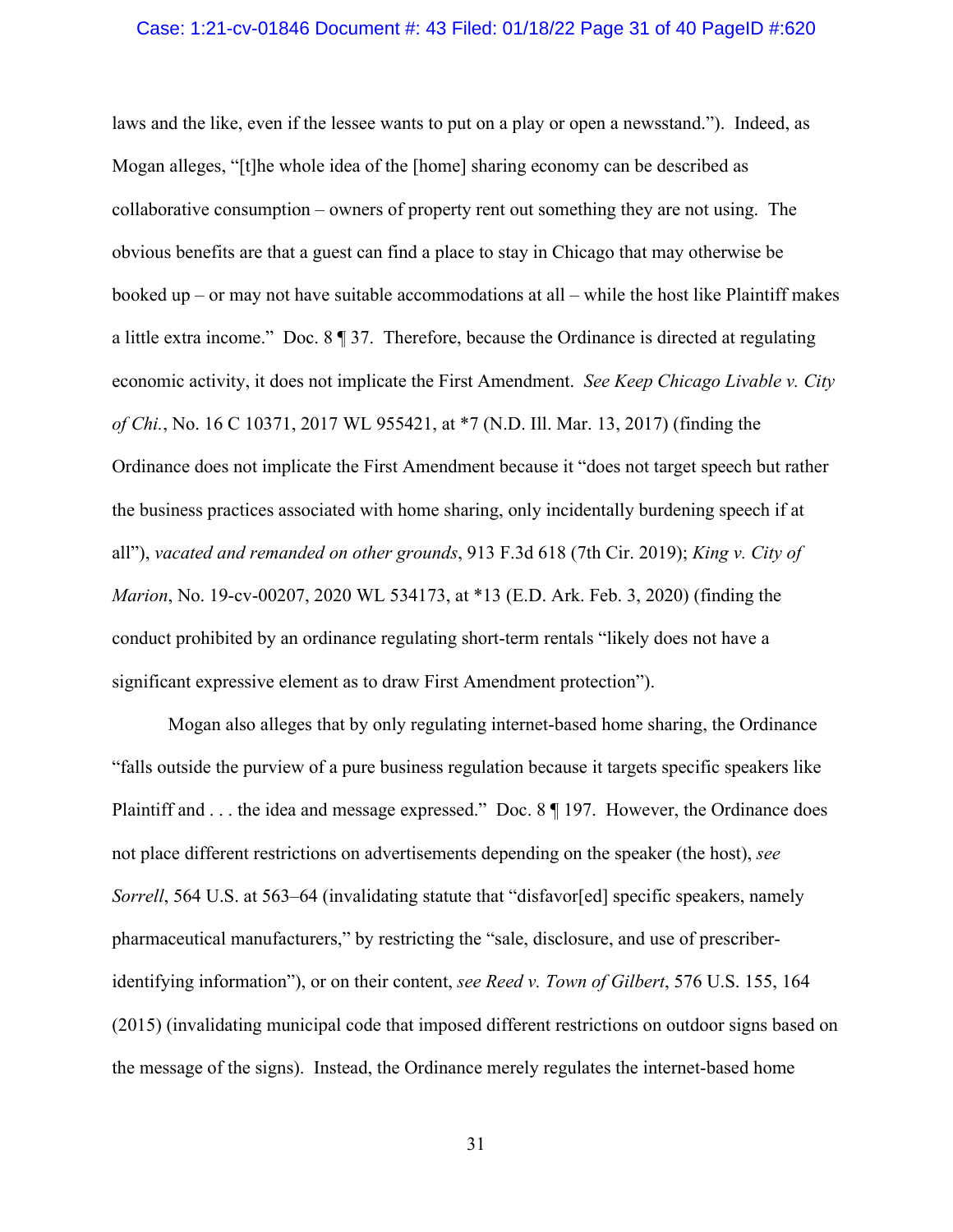laws and the like, even if the lessee wants to put on a play or open a newsstand."). Indeed, as Mogan alleges, "[t]he whole idea of the [home] sharing economy can be described as collaborative consumption – owners of property rent out something they are not using. The obvious benefits are that a guest can find a place to stay in Chicago that may otherwise be booked up – or may not have suitable accommodations at all – while the host like Plaintiff makes a little extra income." Doc. 8 ¶ 37. Therefore, because the Ordinance is directed at regulating economic activity, it does not implicate the First Amendment. *See Keep Chicago Livable v. City of Chi.*, No. 16 C 10371, 2017 WL 955421, at *7 (N.D. Ill. Mar. 13, 2017) (finding the Ordinance does not implicate the First Amendment because it "does not target speech but rather the business practices associated with home sharing, only incidentally burdening speech if at all"), *vacated and remanded on other grounds*, 913 F.3d 618 (7th Cir. 2019); *King v. City of Marion*, No. 19-cv-00207, 2020 WL 534173, at *13 (E.D. Ark. Feb. 3, 2020) (finding the conduct prohibited by an ordinance regulating short-term rentals "likely does not have a significant expressive element as to draw First Amendment protection").

Mogan also alleges that by only regulating internet-based home sharing, the Ordinance "falls outside the purview of a pure business regulation because it targets specific speakers like Plaintiff and . . . the idea and message expressed." Doc. 8 ¶ 197. However, the Ordinance does not place different restrictions on advertisements depending on the speaker (the host), *see Sorrell*, 564 U.S. at 563–64 (invalidating statute that "disfavor[ed] specific speakers, namely pharmaceutical manufacturers," by restricting the "sale, disclosure, and use of prescriber-identifying information"), or on their content, *see Reed v. Town of Gilbert*, 576 U.S. 155, 164 (2015) (invalidating municipal code that imposed different restrictions on outdoor signs based on the message of the signs). Instead, the Ordinance merely regulates the internet-based home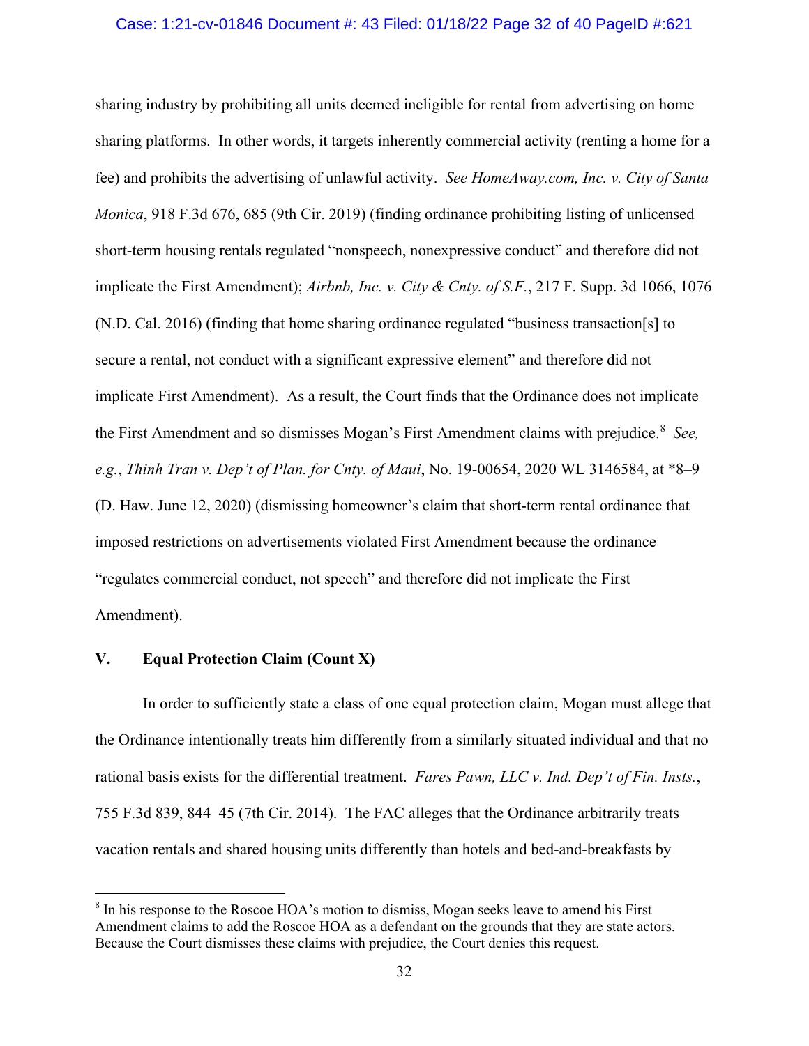sharing industry by prohibiting all units deemed ineligible for rental from advertising on home sharing platforms. In other words, it targets inherently commercial activity (renting a home for a fee) and prohibits the advertising of unlawful activity. *See HomeAway.com, Inc. v. City of Santa Monica*, 918 F.3d 676, 685 (9th Cir. 2019) (finding ordinance prohibiting listing of unlicensed short-term housing rentals regulated "nonspeech, nonexpressive conduct" and therefore did not implicate the First Amendment); *Airbnb, Inc. v. City & Cnty. of S.F.*, 217 F. Supp. 3d 1066, 1076 (N.D. Cal. 2016) (finding that home sharing ordinance regulated "business transaction[s] to secure a rental, not conduct with a significant expressive element" and therefore did not implicate First Amendment). As a result, the Court finds that the Ordinance does not implicate the First Amendment and so dismisses Mogan's First Amendment claims with prejudice.[8] *See, e.g.*, *Thinh Tran v. Dep't of Plan. for Cnty. of Maui*, No. 19-00654, 2020 WL 3146584, at *8–9 (D. Haw. June 12, 2020) (dismissing homeowner's claim that short-term rental ordinance that imposed restrictions on advertisements violated First Amendment because the ordinance "regulates commercial conduct, not speech" and therefore did not implicate the First Amendment).

## V. Equal Protection Claim (Count X)

In order to sufficiently state a class of one equal protection claim, Mogan must allege that the Ordinance intentionally treats him differently from a similarly situated individual and that no rational basis exists for the differential treatment. *Fares Pawn, LLC v. Ind. Dep't of Fin. Insts.*, 755 F.3d 839, 844–45 (7th Cir. 2014). The FAC alleges that the Ordinance arbitrarily treats vacation rentals and shared housing units differently than hotels and bed-and-breakfasts by

---

[8] In his response to the Roscoe HOA's motion to dismiss, Mogan seeks leave to amend his First Amendment claims to add the Roscoe HOA as a defendant on the grounds that they are state actors. Because the Court dismisses these claims with prejudice, the Court denies this request.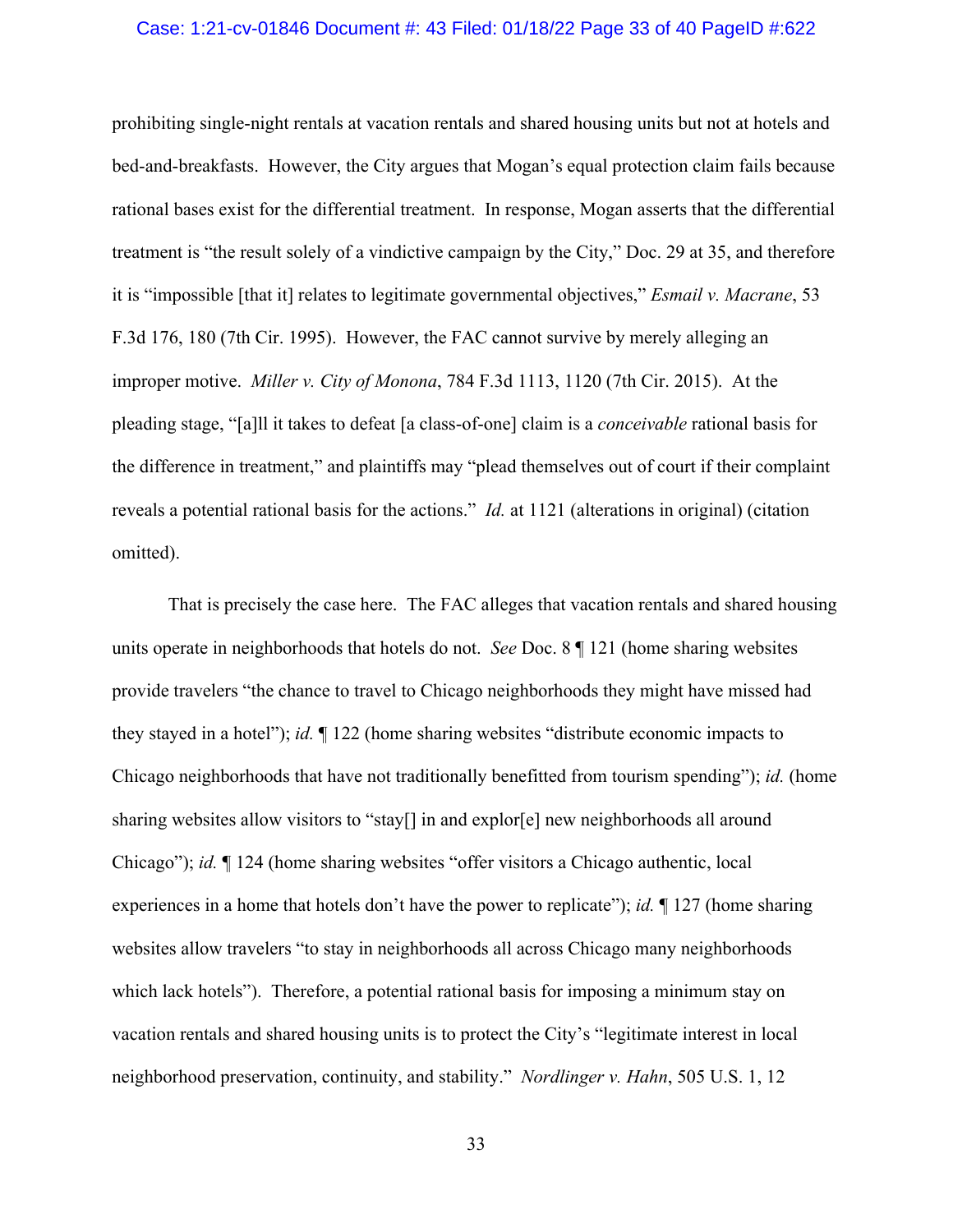prohibiting single-night rentals at vacation rentals and shared housing units but not at hotels and bed-and-breakfasts. However, the City argues that Mogan's equal protection claim fails because rational bases exist for the differential treatment. In response, Mogan asserts that the differential treatment is "the result solely of a vindictive campaign by the City," Doc. 29 at 35, and therefore it is "impossible [that it] relates to legitimate governmental objectives," *Esmail v. Macrane*, 53 F.3d 176, 180 (7th Cir. 1995). However, the FAC cannot survive by merely alleging an improper motive. *Miller v. City of Monona*, 784 F.3d 1113, 1120 (7th Cir. 2015). At the pleading stage, "[a]ll it takes to defeat [a class-of-one] claim is a *conceivable* rational basis for the difference in treatment," and plaintiffs may "plead themselves out of court if their complaint reveals a potential rational basis for the actions." *Id.* at 1121 (alterations in original) (citation omitted).

That is precisely the case here. The FAC alleges that vacation rentals and shared housing units operate in neighborhoods that hotels do not. *See* Doc. 8 ¶ 121 (home sharing websites provide travelers "the chance to travel to Chicago neighborhoods they might have missed had they stayed in a hotel"); *id.* ¶ 122 (home sharing websites "distribute economic impacts to Chicago neighborhoods that have not traditionally benefitted from tourism spending"); *id.* (home sharing websites allow visitors to "stay[] in and explor[e] new neighborhoods all around Chicago"); *id.* ¶ 124 (home sharing websites "offer visitors a Chicago authentic, local experiences in a home that hotels don't have the power to replicate"); *id.* ¶ 127 (home sharing websites allow travelers "to stay in neighborhoods all across Chicago many neighborhoods which lack hotels"). Therefore, a potential rational basis for imposing a minimum stay on vacation rentals and shared housing units is to protect the City's "legitimate interest in local neighborhood preservation, continuity, and stability." *Nordlinger v. Hahn*, 505 U.S. 1, 12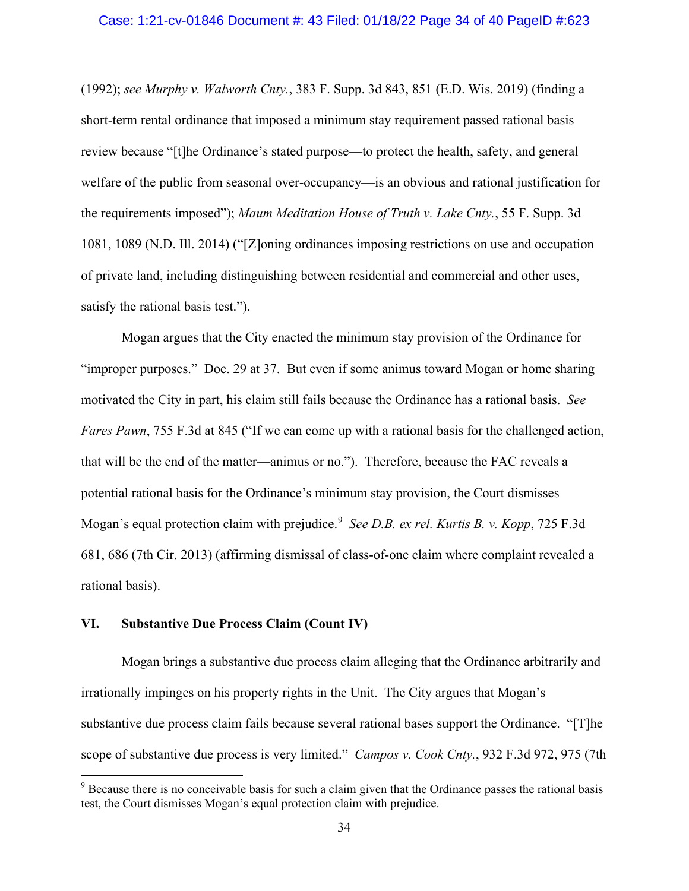(1992); *see Murphy v. Walworth Cnty.*, 383 F. Supp. 3d 843, 851 (E.D. Wis. 2019) (finding a short-term rental ordinance that imposed a minimum stay requirement passed rational basis review because "[t]he Ordinance's stated purpose—to protect the health, safety, and general welfare of the public from seasonal over-occupancy—is an obvious and rational justification for the requirements imposed"); *Maum Meditation House of Truth v. Lake Cnty.*, 55 F. Supp. 3d 1081, 1089 (N.D. Ill. 2014) ("[Z]oning ordinances imposing restrictions on use and occupation of private land, including distinguishing between residential and commercial and other uses, satisfy the rational basis test.").

Mogan argues that the City enacted the minimum stay provision of the Ordinance for "improper purposes." Doc. 29 at 37. But even if some animus toward Mogan or home sharing motivated the City in part, his claim still fails because the Ordinance has a rational basis. *See Fares Pawn*, 755 F.3d at 845 ("If we can come up with a rational basis for the challenged action, that will be the end of the matter—animus or no."). Therefore, because the FAC reveals a potential rational basis for the Ordinance's minimum stay provision, the Court dismisses Mogan's equal protection claim with prejudice.[9] *See D.B. ex rel. Kurtis B. v. Kopp*, 725 F.3d 681, 686 (7th Cir. 2013) (affirming dismissal of class-of-one claim where complaint revealed a rational basis).

## VI. Substantive Due Process Claim (Count IV)

Mogan brings a substantive due process claim alleging that the Ordinance arbitrarily and irrationally impinges on his property rights in the Unit. The City argues that Mogan's substantive due process claim fails because several rational bases support the Ordinance. "[T]he scope of substantive due process is very limited." *Campos v. Cook Cnty.*, 932 F.3d 972, 975 (7th

---

[9] Because there is no conceivable basis for such a claim given that the Ordinance passes the rational basis test, the Court dismisses Mogan's equal protection claim with prejudice.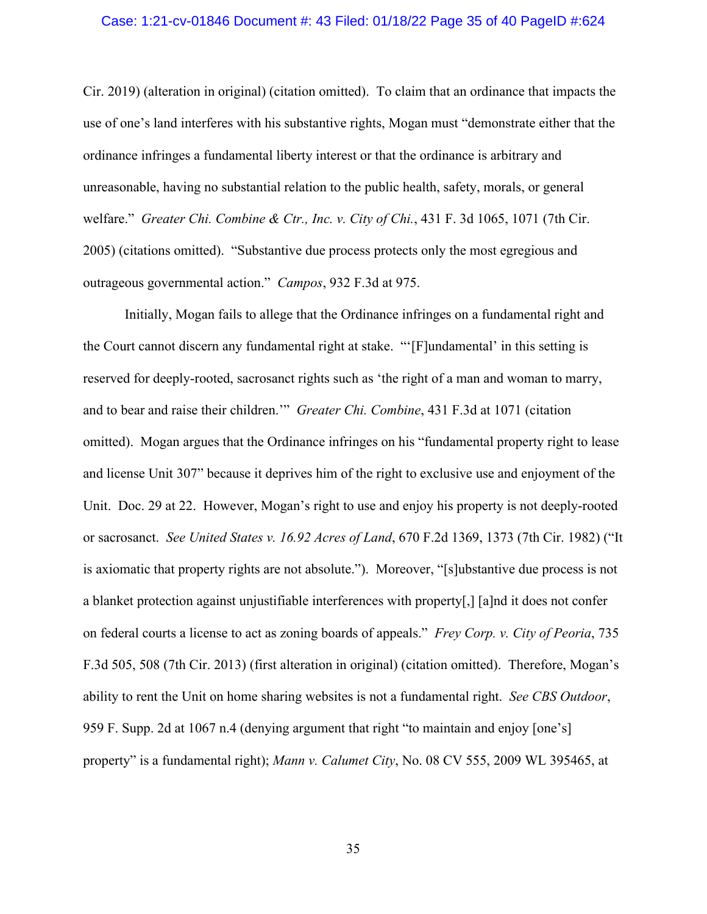Cir. 2019) (alteration in original) (citation omitted). To claim that an ordinance that impacts the use of one's land interferes with his substantive rights, Mogan must "demonstrate either that the ordinance infringes a fundamental liberty interest or that the ordinance is arbitrary and unreasonable, having no substantial relation to the public health, safety, morals, or general welfare." *Greater Chi. Combine & Ctr., Inc. v. City of Chi.*, 431 F. 3d 1065, 1071 (7th Cir. 2005) (citations omitted). "Substantive due process protects only the most egregious and outrageous governmental action." *Campos*, 932 F.3d at 975.

Initially, Mogan fails to allege that the Ordinance infringes on a fundamental right and the Court cannot discern any fundamental right at stake. "'[F]undamental' in this setting is reserved for deeply-rooted, sacrosanct rights such as 'the right of a man and woman to marry, and to bear and raise their children.'" *Greater Chi. Combine*, 431 F.3d at 1071 (citation omitted). Mogan argues that the Ordinance infringes on his "fundamental property right to lease and license Unit 307" because it deprives him of the right to exclusive use and enjoyment of the Unit. Doc. 29 at 22. However, Mogan's right to use and enjoy his property is not deeply-rooted or sacrosanct. *See United States v. 16.92 Acres of Land*, 670 F.2d 1369, 1373 (7th Cir. 1982) ("It is axiomatic that property rights are not absolute."). Moreover, "[s]ubstantive due process is not a blanket protection against unjustifiable interferences with property[,] [a]nd it does not confer on federal courts a license to act as zoning boards of appeals." *Frey Corp. v. City of Peoria*, 735 F.3d 505, 508 (7th Cir. 2013) (first alteration in original) (citation omitted). Therefore, Mogan's ability to rent the Unit on home sharing websites is not a fundamental right. *See CBS Outdoor*, 959 F. Supp. 2d at 1067 n.4 (denying argument that right "to maintain and enjoy [one's] property" is a fundamental right); *Mann v. Calumet City*, No. 08 CV 555, 2009 WL 395465, at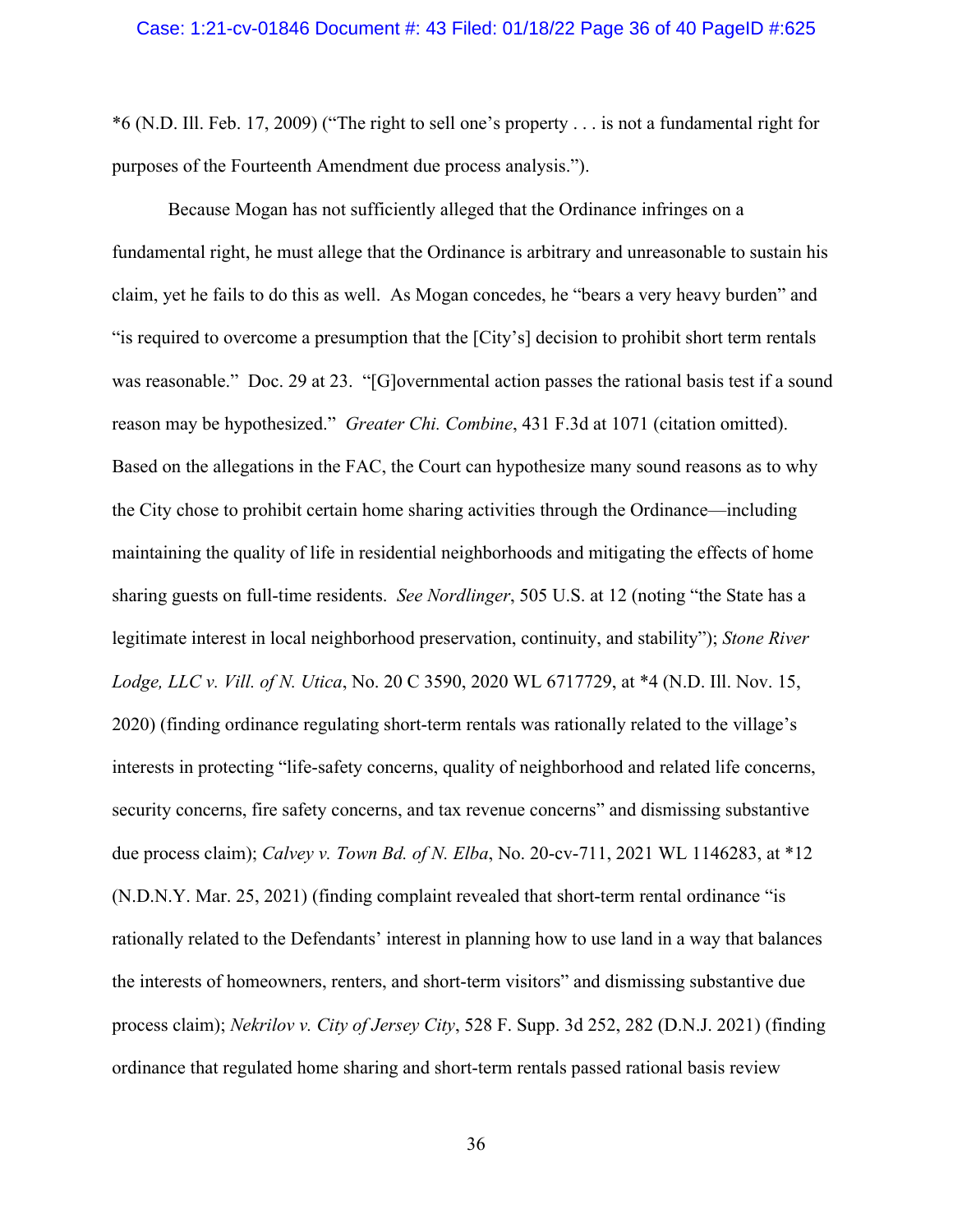*6 (N.D. Ill. Feb. 17, 2009) ("The right to sell one's property . . . is not a fundamental right for purposes of the Fourteenth Amendment due process analysis.").

Because Mogan has not sufficiently alleged that the Ordinance infringes on a fundamental right, he must allege that the Ordinance is arbitrary and unreasonable to sustain his claim, yet he fails to do this as well. As Mogan concedes, he "bears a very heavy burden" and "is required to overcome a presumption that the [City's] decision to prohibit short term rentals was reasonable." Doc. 29 at 23. "[G]overnmental action passes the rational basis test if a sound reason may be hypothesized." *Greater Chi. Combine*, 431 F.3d at 1071 (citation omitted). Based on the allegations in the FAC, the Court can hypothesize many sound reasons as to why the City chose to prohibit certain home sharing activities through the Ordinance—including maintaining the quality of life in residential neighborhoods and mitigating the effects of home sharing guests on full-time residents. *See Nordlinger*, 505 U.S. at 12 (noting "the State has a legitimate interest in local neighborhood preservation, continuity, and stability"); *Stone River Lodge, LLC v. Vill. of N. Utica*, No. 20 C 3590, 2020 WL 6717729, at *4 (N.D. Ill. Nov. 15, 2020) (finding ordinance regulating short-term rentals was rationally related to the village's interests in protecting "life-safety concerns, quality of neighborhood and related life concerns, security concerns, fire safety concerns, and tax revenue concerns" and dismissing substantive due process claim); *Calvey v. Town Bd. of N. Elba*, No. 20-cv-711, 2021 WL 1146283, at *12 (N.D.N.Y. Mar. 25, 2021) (finding complaint revealed that short-term rental ordinance "is rationally related to the Defendants' interest in planning how to use land in a way that balances the interests of homeowners, renters, and short-term visitors" and dismissing substantive due process claim); *Nekrilov v. City of Jersey City*, 528 F. Supp. 3d 252, 282 (D.N.J. 2021) (finding ordinance that regulated home sharing and short-term rentals passed rational basis review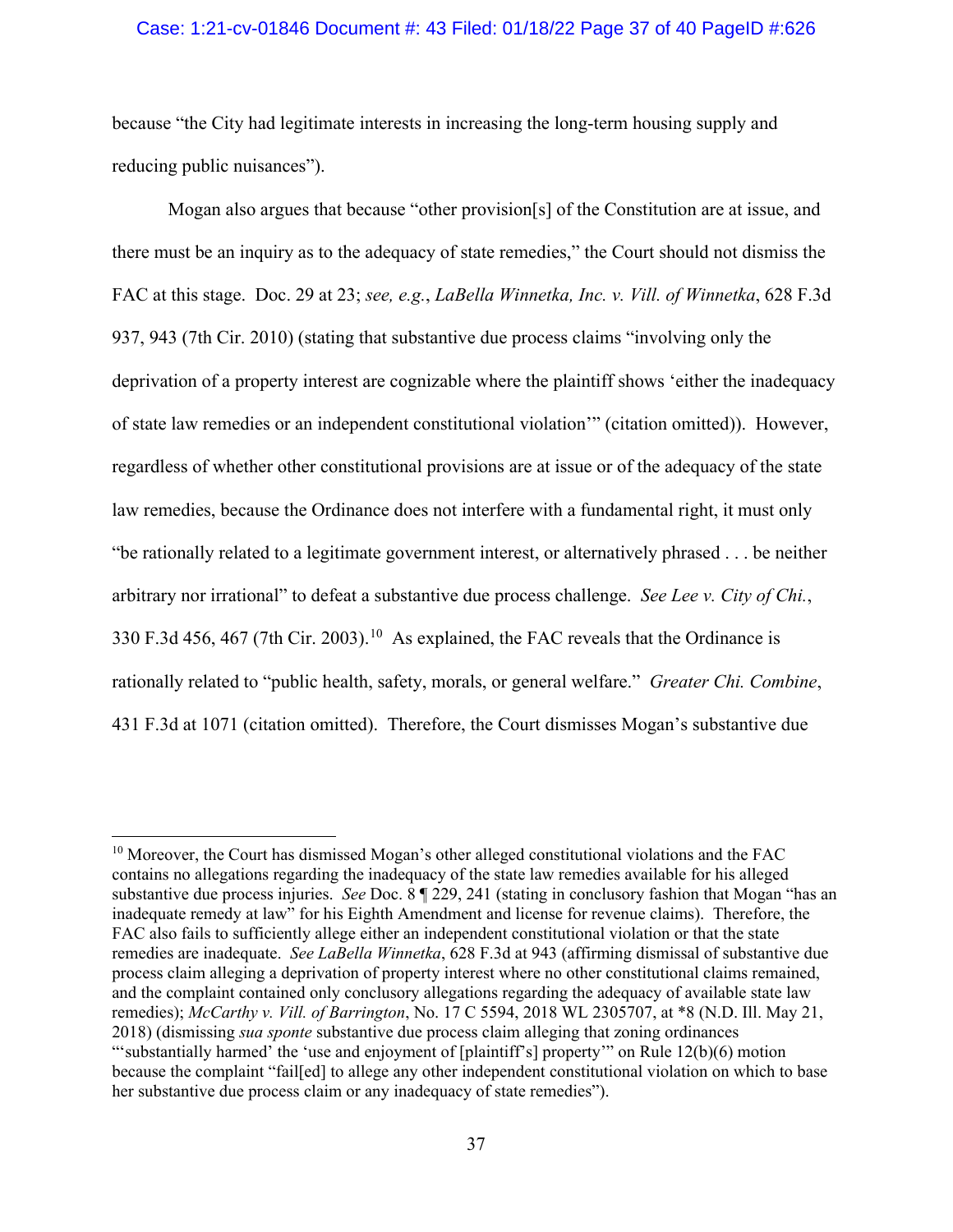because "the City had legitimate interests in increasing the long-term housing supply and reducing public nuisances").

Mogan also argues that because "other provision[s] of the Constitution are at issue, and there must be an inquiry as to the adequacy of state remedies," the Court should not dismiss the FAC at this stage. Doc. 29 at 23; *see, e.g.*, *LaBella Winnetka, Inc. v. Vill. of Winnetka*, 628 F.3d 937, 943 (7th Cir. 2010) (stating that substantive due process claims "involving only the deprivation of a property interest are cognizable where the plaintiff shows 'either the inadequacy of state law remedies or an independent constitutional violation'" (citation omitted)). However, regardless of whether other constitutional provisions are at issue or of the adequacy of the state law remedies, because the Ordinance does not interfere with a fundamental right, it must only "be rationally related to a legitimate government interest, or alternatively phrased . . . be neither arbitrary nor irrational" to defeat a substantive due process challenge. *See Lee v. City of Chi.*, 330 F.3d 456, 467 (7th Cir. 2003).[10] As explained, the FAC reveals that the Ordinance is rationally related to "public health, safety, morals, or general welfare." *Greater Chi. Combine*, 431 F.3d at 1071 (citation omitted). Therefore, the Court dismisses Mogan's substantive due

---

[10] Moreover, the Court has dismissed Mogan's other alleged constitutional violations and the FAC contains no allegations regarding the inadequacy of the state law remedies available for his alleged substantive due process injuries. *See* Doc. 8 ¶ 229, 241 (stating in conclusory fashion that Mogan "has an inadequate remedy at law" for his Eighth Amendment and license for revenue claims). Therefore, the FAC also fails to sufficiently allege either an independent constitutional violation or that the state remedies are inadequate. *See LaBella Winnetka*, 628 F.3d at 943 (affirming dismissal of substantive due process claim alleging a deprivation of property interest where no other constitutional claims remained, and the complaint contained only conclusory allegations regarding the adequacy of available state law remedies); *McCarthy v. Vill. of Barrington*, No. 17 C 5594, 2018 WL 2305707, at *8 (N.D. Ill. May 21, 2018) (dismissing *sua sponte* substantive due process claim alleging that zoning ordinances "'substantially harmed' the 'use and enjoyment of [plaintiff's] property'" on Rule 12(b)(6) motion because the complaint "fail[ed] to allege any other independent constitutional violation on which to base her substantive due process claim or any inadequacy of state remedies").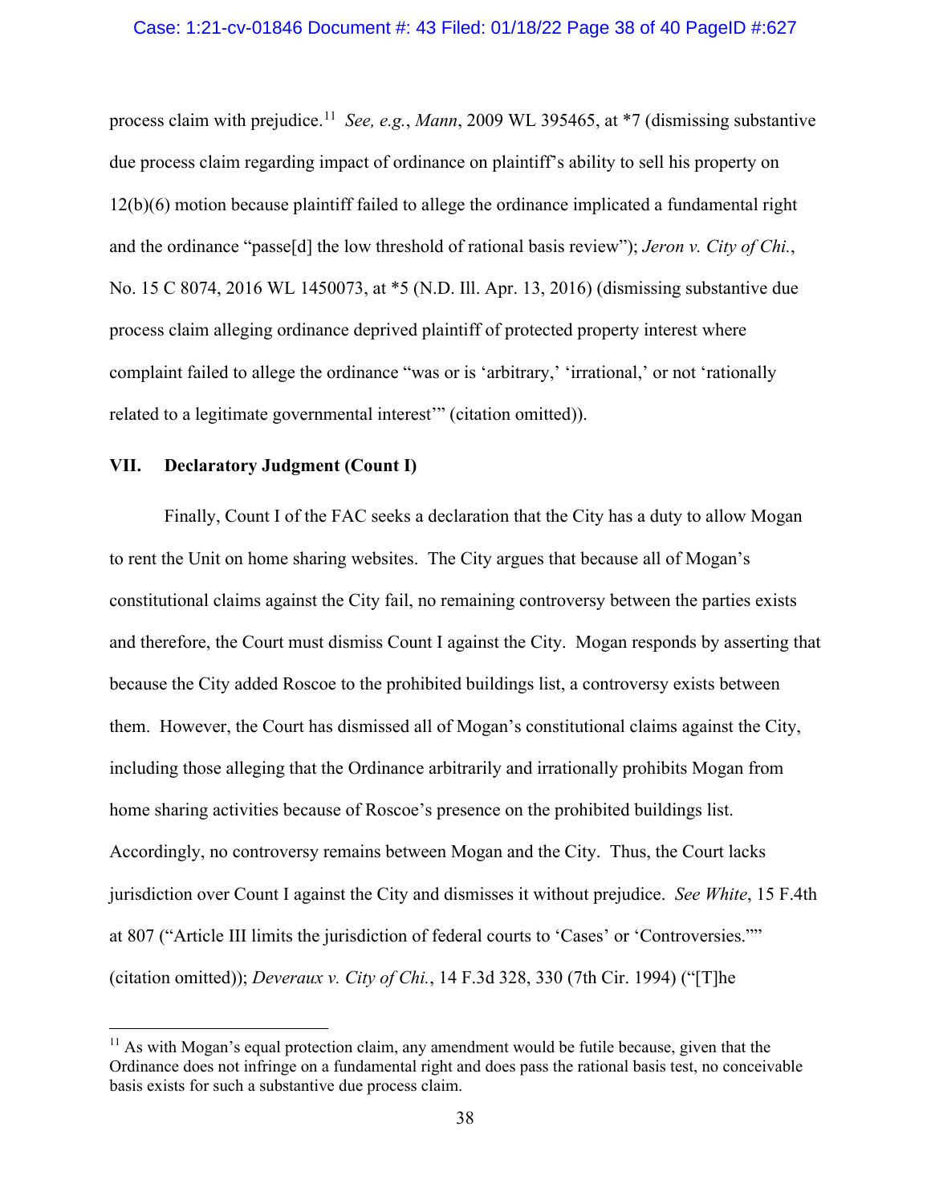process claim with prejudice.[11] *See, e.g.*, *Mann*, 2009 WL 395465, at *7 (dismissing substantive due process claim regarding impact of ordinance on plaintiff's ability to sell his property on 12(b)(6) motion because plaintiff failed to allege the ordinance implicated a fundamental right and the ordinance "passe[d] the low threshold of rational basis review"); *Jeron v. City of Chi.*, No. 15 C 8074, 2016 WL 1450073, at *5 (N.D. Ill. Apr. 13, 2016) (dismissing substantive due process claim alleging ordinance deprived plaintiff of protected property interest where complaint failed to allege the ordinance "was or is 'arbitrary,' 'irrational,' or not 'rationally related to a legitimate governmental interest'" (citation omitted)).

## VII. Declaratory Judgment (Count I)

Finally, Count I of the FAC seeks a declaration that the City has a duty to allow Mogan to rent the Unit on home sharing websites. The City argues that because all of Mogan's constitutional claims against the City fail, no remaining controversy between the parties exists and therefore, the Court must dismiss Count I against the City. Mogan responds by asserting that because the City added Roscoe to the prohibited buildings list, a controversy exists between them. However, the Court has dismissed all of Mogan's constitutional claims against the City, including those alleging that the Ordinance arbitrarily and irrationally prohibits Mogan from home sharing activities because of Roscoe's presence on the prohibited buildings list. Accordingly, no controversy remains between Mogan and the City. Thus, the Court lacks jurisdiction over Count I against the City and dismisses it without prejudice. *See White*, 15 F.4th at 807 ("Article III limits the jurisdiction of federal courts to 'Cases' or 'Controversies.'" (citation omitted)); *Deveraux v. City of Chi.*, 14 F.3d 328, 330 (7th Cir. 1994) ("[T]he

---

[11] As with Mogan's equal protection claim, any amendment would be futile because, given that the Ordinance does not infringe on a fundamental right and does pass the rational basis test, no conceivable basis exists for such a substantive due process claim.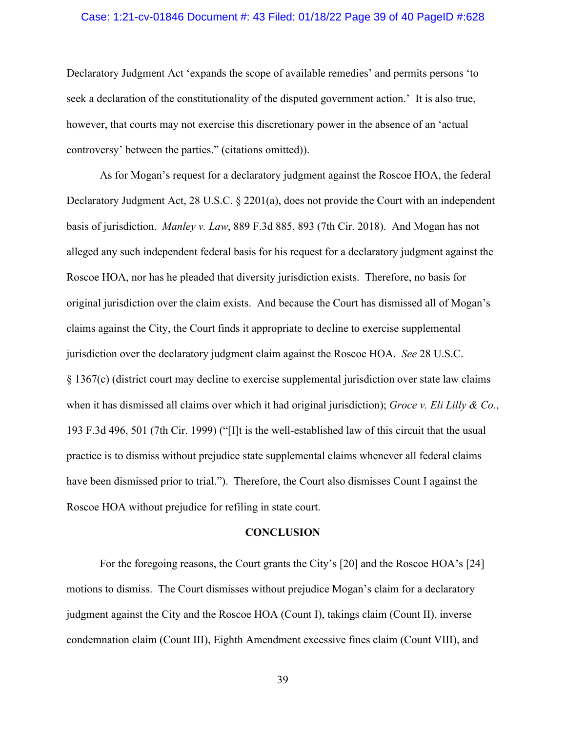Declaratory Judgment Act 'expands the scope of available remedies' and permits persons 'to seek a declaration of the constitutionality of the disputed government action.' It is also true, however, that courts may not exercise this discretionary power in the absence of an 'actual controversy' between the parties." (citations omitted)).

As for Mogan's request for a declaratory judgment against the Roscoe HOA, the federal Declaratory Judgment Act, 28 U.S.C. § 2201(a), does not provide the Court with an independent basis of jurisdiction. *Manley v. Law*, 889 F.3d 885, 893 (7th Cir. 2018). And Mogan has not alleged any such independent federal basis for his request for a declaratory judgment against the Roscoe HOA, nor has he pleaded that diversity jurisdiction exists. Therefore, no basis for original jurisdiction over the claim exists. And because the Court has dismissed all of Mogan's claims against the City, the Court finds it appropriate to decline to exercise supplemental jurisdiction over the declaratory judgment claim against the Roscoe HOA. *See* 28 U.S.C. § 1367(c) (district court may decline to exercise supplemental jurisdiction over state law claims when it has dismissed all claims over which it had original jurisdiction); *Groce v. Eli Lilly & Co.*, 193 F.3d 496, 501 (7th Cir. 1999) ("[I]t is the well-established law of this circuit that the usual practice is to dismiss without prejudice state supplemental claims whenever all federal claims have been dismissed prior to trial."). Therefore, the Court also dismisses Count I against the Roscoe HOA without prejudice for refiling in state court.

## CONCLUSION

For the foregoing reasons, the Court grants the City's [20] and the Roscoe HOA's [24] motions to dismiss. The Court dismisses without prejudice Mogan's claim for a declaratory judgment against the City and the Roscoe HOA (Count I), takings claim (Count II), inverse condemnation claim (Count III), Eighth Amendment excessive fines claim (Count VIII), and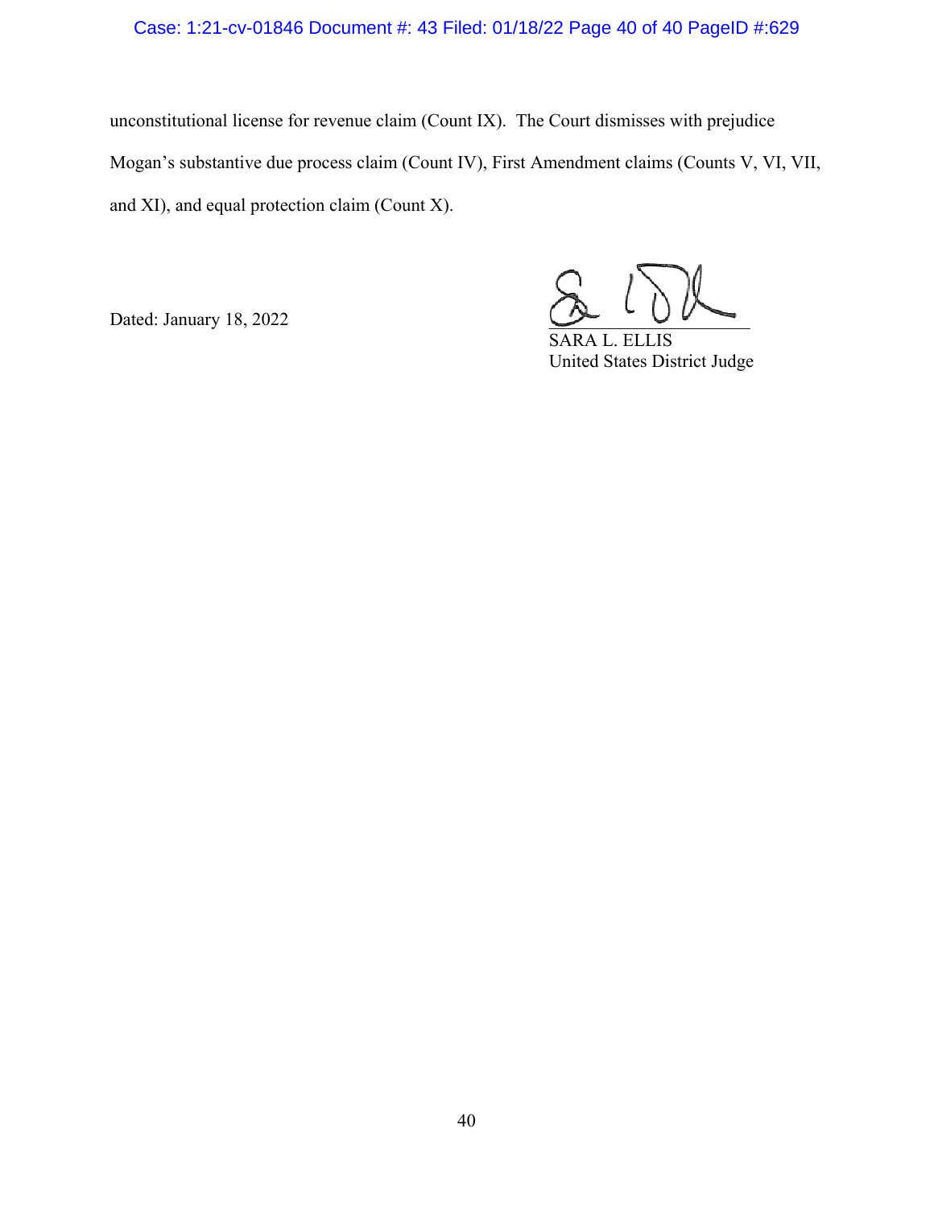unconstitutional license for revenue claim (Count IX). The Court dismisses with prejudice Mogan's substantive due process claim (Count IV), First Amendment claims (Counts V, VI, VII, and XI), and equal protection claim (Count X).

Dated: January 18, 2022

SARA L. ELLIS  
United States District Judge